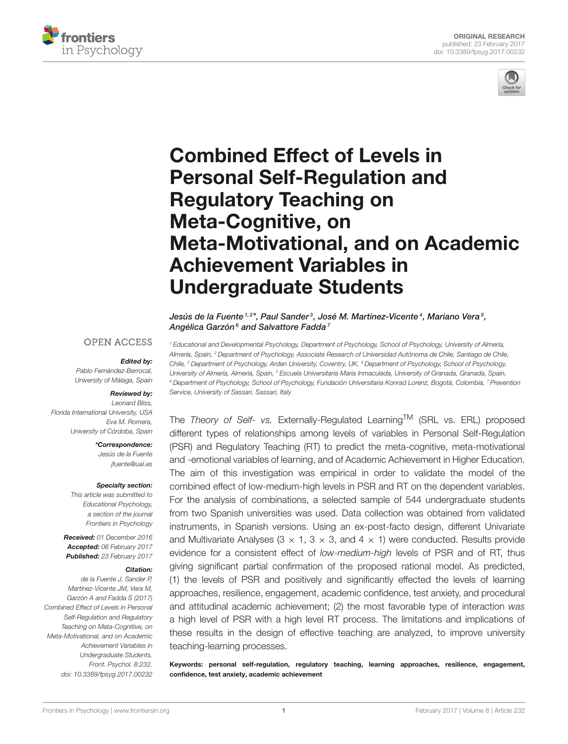ORIGINAL RESEARCH
published: 23 February 2017
doi: 10.3389/fpsyg.2017.00232

# Combined Effect of Levels in Personal Self-Regulation and Regulatory Teaching on Meta-Cognitive, on Meta-Motivational, and on Academic Achievement Variables in Undergraduate Students

*Jesús de la Fuente[1,2]*, Paul Sander[3], José M. Martínez-Vicente[4], Mariano Vera[5], Angélica Garzón[6] and Salvattore Fadda[7]*

[1] Educational and Developmental Psychology, Department of Psychology, School of Psychology, University of Almería, Almería, Spain, [2] Department of Psychology, Associate Research of Universidad Autónoma de Chile, Santiago de Chile, Chile, [3] Department of Psychology, Arden University, Coventry, UK, [4] Department of Psychology, School of Psychology, University of Almería, Almería, Spain, [5] Escuela Universitaria Maria Inmaculada, University of Granada, Granada, Spain, [6] Department of Psychology, School of Psychology, Fundación Universitaria Konrad Lorenz, Bogotá, Colombia, [7] Prevention Service, University of Sassari, Sassari, Italy

OPEN ACCESS

**Edited by:**
Pablo Fernández-Berrocal,
University of Málaga, Spain

**Reviewed by:**
Leonard Bliss,
Florida International University, USA
Eva M. Romera,
University of Córdoba, Spain

***Correspondence:**
Jesús de la Fuente
jfuente@ual.es

**Specialty section:**
This article was submitted to Educational Psychology, a section of the journal Frontiers in Psychology

**Received:** 01 December 2016
**Accepted:** 06 February 2017
**Published:** 23 February 2017

**Citation:**
de la Fuente J, Sander P, Martínez-Vicente JM, Vera M, Garzón A and Fadda S (2017) Combined Effect of Levels in Personal Self-Regulation and Regulatory Teaching on Meta-Cognitive, on Meta-Motivational, and on Academic Achievement Variables in Undergraduate Students. Front. Psychol. 8:232. doi: 10.3389/fpsyg.2017.00232

The *Theory of Self- vs.* Externally-Regulated Learning™ (SRL vs. ERL) proposed different types of relationships among levels of variables in Personal Self-Regulation (PSR) and Regulatory Teaching (RT) to predict the meta-cognitive, meta-motivational and -emotional variables of learning, and of Academic Achievement in Higher Education. The aim of this investigation was empirical in order to validate the model of the combined effect of low-medium-high levels in PSR and RT on the dependent variables. For the analysis of combinations, a selected sample of 544 undergraduate students from two Spanish universities was used. Data collection was obtained from validated instruments, in Spanish versions. Using an ex-post-facto design, different Univariate and Multivariate Analyses (3 × 1, 3 × 3, and 4 × 1) were conducted. Results provide evidence for a consistent effect of *low-medium-high* levels of PSR and of RT, thus giving significant partial confirmation of the proposed rational model. As predicted, (1) the levels of PSR and positively and significantly effected the levels of learning approaches, resilience, engagement, academic confidence, test anxiety, and procedural and attitudinal academic achievement; (2) the most favorable type of interaction *was* a high level of PSR with a high level RT process. The limitations and implications of these results in the design of effective teaching are analyzed, to improve university teaching-learning processes.

**Keywords: personal self-regulation, regulatory teaching, learning approaches, resilience, engagement, confidence, test anxiety, academic achievement**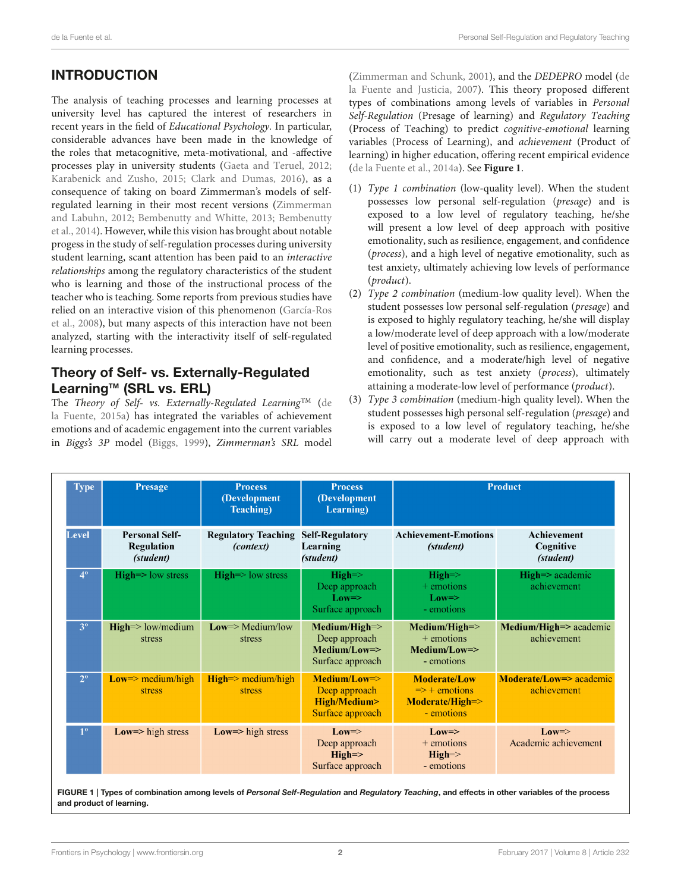## INTRODUCTION

The analysis of teaching processes and learning processes at university level has captured the interest of researchers in recent years in the field of *Educational Psychology.* In particular, considerable advances have been made in the knowledge of the roles that metacognitive, meta-motivational, and -affective processes play in university students (Gaeta and Teruel, 2012; Karabenick and Zusho, 2015; Clark and Dumas, 2016), as a consequence of taking on board Zimmerman's models of self-regulated learning in their most recent versions (Zimmerman and Labuhn, 2012; Bembenutty and White, 2013; Bembenutty et al., 2014). However, while this vision has brought about notable progess in the study of self-regulation processes during university student learning, scant attention has been paid to an *interactive relationships* among the regulatory characteristics of the student who is learning and those of the instructional process of the teacher who is teaching. Some reports from previous studies have relied on an interactive vision of this phenomenon (García-Ros et al., 2008), but many aspects of this interaction have not been analyzed, starting with the interactivity itself of self-regulated learning processes.

### Theory of Self- vs. Externally-Regulated Learning™ (SRL vs. ERL)

The *Theory of Self- vs. Externally-Regulated Learning*™ (de la Fuente, 2015a) has integrated the variables of achievement emotions and of academic engagement into the current variables in *Biggs's 3P* model (Biggs, 1999), *Zimmerman's SRL* model (Zimmerman and Schunk, 2001), and the *DEDEPRO* model (de la Fuente and Justicia, 2007). This theory proposed different types of combinations among levels of variables in *Personal Self-Regulation* (Presage of learning) and *Regulatory Teaching* (Process of Teaching) to predict *cognitive-emotional* learning variables (Process of Learning), and *achievement* (Product of learning) in higher education, offering recent empirical evidence (de la Fuente et al., 2014a). See **Figure 1**.

(1) *Type 1 combination* (low-quality level). When the student possesses low personal self-regulation (*presage*) and is exposed to a low level of regulatory teaching, he/she will present a low level of deep approach with positive emotionality, such as resilience, engagement, and confidence (*process*), and a high level of negative emotionality, such as test anxiety, ultimately achieving low levels of performance (*product*).

(2) *Type 2 combination* (medium-low quality level). When the student possesses low personal self-regulation (*presage*) and is exposed to highly regulatory teaching, he/she will display a low/moderate level of deep approach with a low/moderate level of positive emotionality, such as resilience, engagement, and confidence, and a moderate/high level of negative emotionality, such as test anxiety (*process*), ultimately attaining a moderate-low level of performance (*product*).

(3) *Type 3 combination* (medium-high quality level). When the student possesses high personal self-regulation (*presage*) and is exposed to a low level of regulatory teaching, he/she will carry out a moderate level of deep approach with

| Type | Presage | Process (Development Teaching) | Process (Development Learning) | Product | |
|---|---|---|---|---|---|
| Level | Personal Self-Regulation *(student)* | Regulatory Teaching *(context)* | Self-Regulatory Learning *(student)* | Achievement-Emotions *(student)* | Achievement Cognitive *(student)* |
| 4º | **High**=> low stress | **High**=> low stress | **High**=> Deep approach **Low**=> Surface approach | **High**=> + emotions **Low**=> - emotions | **High**=> academic achievement |
| 3º | **High**=> low/medium stress | **Low**=> Medium/low stress | **Medium/High**=> Deep approach **Medium/Low**=> Surface approach | **Medium/High**=> + emotions **Medium/Low**=> - emotions | **Medium/High**=> academic achievement |
| 2º | **Low**=> medium/high stress | **High**=> medium/high stress | **Medium/Low**=> Deep approach **High/Medium>** Surface approach | **Moderate/Low** => + emotions **Moderate/High**=> - emotions | **Moderate/Low=>** academic achievement |
| 1º | **Low=>** high stress | **Low=>** high stress | **Low**=> Deep approach **High=>** Surface approach | **Low=>** + emotions **High**=> - emotions | **Low**=> Academic achievement |

**FIGURE 1 | Types of combination among levels of *Personal Self-Regulation* and *Regulatory Teaching*, and effects in other variables of the process and product of learning.**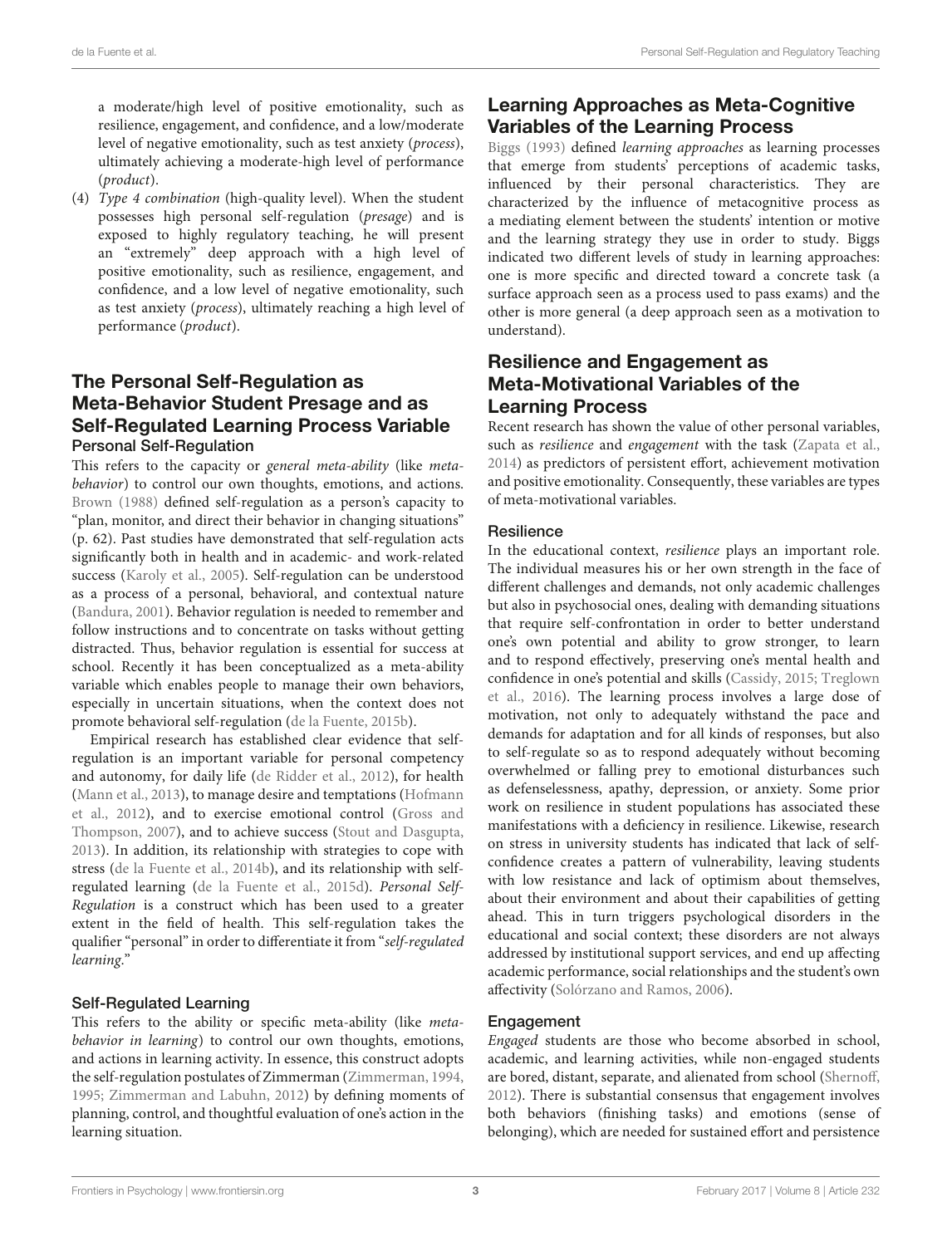a moderate/high level of positive emotionality, such as resilience, engagement, and confidence, and a low/moderate level of negative emotionality, such as test anxiety (*process*), ultimately achieving a moderate-high level of performance (*product*).

(4) *Type 4 combination* (high-quality level). When the student possesses high personal self-regulation (*presage*) and is exposed to highly regulatory teaching, he will present an "extremely" deep approach with a high level of positive emotionality, such as resilience, engagement, and confidence, and a low level of negative emotionality, such as test anxiety (*process*), ultimately reaching a high level of performance (*product*).

## The Personal Self-Regulation as Meta-Behavior Student Presage and as Self-Regulated Learning Process Variable

### Personal Self-Regulation

This refers to the capacity or *general meta-ability* (like *meta-behavior*) to control our own thoughts, emotions, and actions. Brown (1988) defined self-regulation as a person's capacity to "plan, monitor, and direct their behavior in changing situations" (p. 62). Past studies have demonstrated that self-regulation acts significantly both in health and in academic- and work-related success (Karoly et al., 2005). Self-regulation can be understood as a process of a personal, behavioral, and contextual nature (Bandura, 2001). Behavior regulation is needed to remember and follow instructions and to concentrate on tasks without getting distracted. Thus, behavior regulation is essential for success at school. Recently it has been conceptualized as a meta-ability variable which enables people to manage their own behaviors, especially in uncertain situations, when the context does not promote behavioral self-regulation (de la Fuente, 2015b).

Empirical research has established clear evidence that self-regulation is an important variable for personal competency and autonomy, for daily life (de Ridder et al., 2012), for health (Mann et al., 2013), to manage desire and temptations (Hofmann et al., 2012), and to exercise emotional control (Gross and Thompson, 2007), and to achieve success (Stout and Dasgupta, 2013). In addition, its relationship with strategies to cope with stress (de la Fuente et al., 2014b), and its relationship with self-regulated learning (de la Fuente et al., 2015d). *Personal Self-Regulation* is a construct which has been used to a greater extent in the field of health. This self-regulation takes the qualifier "personal" in order to differentiate it from "*self-regulated learning*."

### Self-Regulated Learning

This refers to the ability or specific meta-ability (like *meta-behavior in learning*) to control our own thoughts, emotions, and actions in learning activity. In essence, this construct adopts the self-regulation postulates of Zimmerman (Zimmerman, 1994, 1995; Zimmerman and Labuhn, 2012) by defining moments of planning, control, and thoughtful evaluation of one's action in the learning situation.

## Learning Approaches as Meta-Cognitive Variables of the Learning Process

Biggs (1993) defined *learning approaches* as learning processes that emerge from students' perceptions of academic tasks, influenced by their personal characteristics. They are characterized by the influence of metacognitive process as a mediating element between the students' intention or motive and the learning strategy they use in order to study. Biggs indicated two different levels of study in learning approaches: one is more specific and directed toward a concrete task (a surface approach seen as a process used to pass exams) and the other is more general (a deep approach seen as a motivation to understand).

## Resilience and Engagement as Meta-Motivational Variables of the Learning Process

Recent research has shown the value of other personal variables, such as *resilience* and *engagement* with the task (Zapata et al., 2014) as predictors of persistent effort, achievement motivation and positive emotionality. Consequently, these variables are types of meta-motivational variables.

### Resilience

In the educational context, *resilience* plays an important role. The individual measures his or her own strength in the face of different challenges and demands, not only academic challenges but also in psychosocial ones, dealing with demanding situations that require self-confrontation in order to better understand one's own potential and ability to grow stronger, to learn and to respond effectively, preserving one's mental health and confidence in one's potential and skills (Cassidy, 2015; Treglown et al., 2016). The learning process involves a large dose of motivation, not only to adequately withstand the pace and demands for adaptation and for all kinds of responses, but also to self-regulate so as to respond adequately without becoming overwhelmed or falling prey to emotional disturbances such as defenselessness, apathy, depression, or anxiety. Some prior work on resilience in student populations has associated these manifestations with a deficiency in resilience. Likewise, research on stress in university students has indicated that lack of self-confidence creates a pattern of vulnerability, leaving students with low resistance and lack of optimism about themselves, about their environment and about their capabilities of getting ahead. This in turn triggers psychological disorders in the educational and social context; these disorders are not always addressed by institutional support services, and end up affecting academic performance, social relationships and the student's own affectivity (Solórzano and Ramos, 2006).

### Engagement

*Engaged* students are those who become absorbed in school, academic, and learning activities, while non-engaged students are bored, distant, separate, and alienated from school (Shernoff, 2012). There is substantial consensus that engagement involves both behaviors (finishing tasks) and emotions (sense of belonging), which are needed for sustained effort and persistence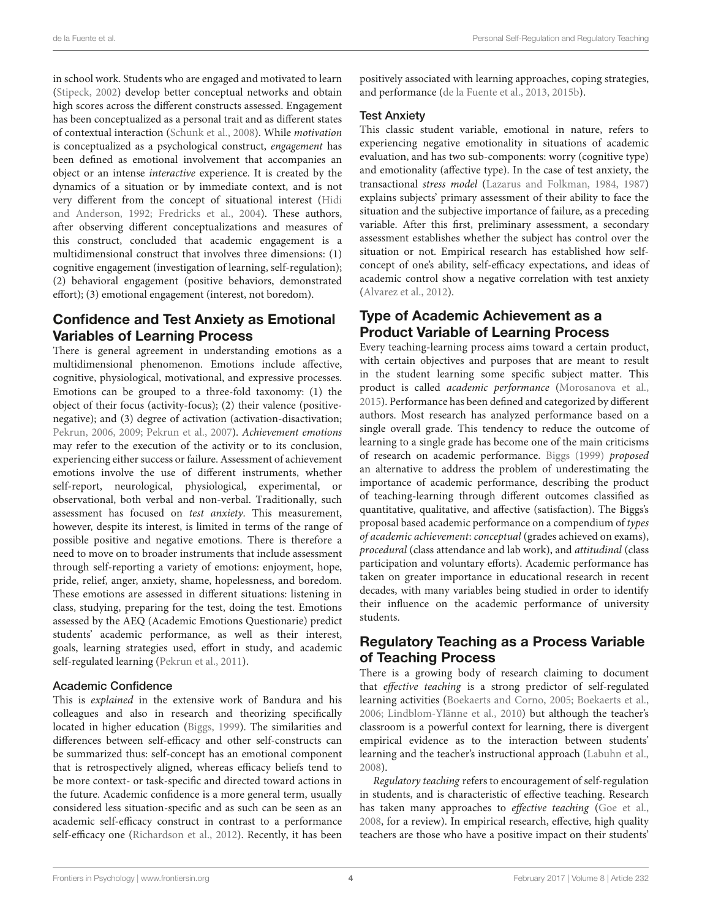in school work. Students who are engaged and motivated to learn (Stipeck, 2002) develop better conceptual networks and obtain high scores across the different constructs assessed. Engagement has been conceptualized as a personal trait and as different states of contextual interaction (Schunk et al., 2008). While *motivation* is conceptualized as a psychological construct, *engagement* has been defined as emotional involvement that accompanies an object or an intense *interactive* experience. It is created by the dynamics of a situation or by immediate context, and is not very different from the concept of situational interest (Hidi and Anderson, 1992; Fredricks et al., 2004). These authors, after observing different conceptualizations and measures of this construct, concluded that academic engagement is a multidimensional construct that involves three dimensions: (1) cognitive engagement (investigation of learning, self-regulation); (2) behavioral engagement (positive behaviors, demonstrated effort); (3) emotional engagement (interest, not boredom).

## Confidence and Test Anxiety as Emotional Variables of Learning Process

There is general agreement in understanding emotions as a multidimensional phenomenon. Emotions include affective, cognitive, physiological, motivational, and expressive processes. Emotions can be grouped to a three-fold taxonomy: (1) the object of their focus (activity-focus); (2) their valence (positive-negative); and (3) degree of activation (activation-disactivation; Pekrun, 2006, 2009; Pekrun et al., 2007). *Achievement emotions* may refer to the execution of the activity or to its conclusion, experiencing either success or failure. Assessment of achievement emotions involve the use of different instruments, whether self-report, neurological, physiological, experimental, or observational, both verbal and non-verbal. Traditionally, such assessment has focused on *test anxiety*. This measurement, however, despite its interest, is limited in terms of the range of possible positive and negative emotions. There is therefore a need to move on to broader instruments that include assessment through self-reporting a variety of emotions: enjoyment, hope, pride, relief, anger, anxiety, shame, hopelessness, and boredom. These emotions are assessed in different situations: listening in class, studying, preparing for the test, doing the test. Emotions assessed by the AEQ (Academic Emotions Questionarie) predict students' academic performance, as well as their interest, goals, learning strategies used, effort in study, and academic self-regulated learning (Pekrun et al., 2011).

### Academic Confidence

This is *explained* in the extensive work of Bandura and his colleagues and also in research and theorizing specifically located in higher education (Biggs, 1999). The similarities and differences between self-efficacy and other self-constructs can be summarized thus: self-concept has an emotional component that is retrospectively aligned, whereas efficacy beliefs tend to be more context- or task-specific and directed toward actions in the future. Academic confidence is a more general term, usually considered less situation-specific and as such can be seen as an academic self-efficacy construct in contrast to a performance self-efficacy one (Richardson et al., 2012). Recently, it has been positively associated with learning approaches, coping strategies, and performance (de la Fuente et al., 2013, 2015b).

### Test Anxiety

This classic student variable, emotional in nature, refers to experiencing negative emotionality in situations of academic evaluation, and has two sub-components: worry (cognitive type) and emotionality (affective type). In the case of test anxiety, the transactional *stress model* (Lazarus and Folkman, 1984, 1987) explains subjects' primary assessment of their ability to face the situation and the subjective importance of failure, as a preceding variable. After this first, preliminary assessment, a secondary assessment establishes whether the subject has control over the situation or not. Empirical research has established how self-concept of one's ability, self-efficacy expectations, and ideas of academic control show a negative correlation with test anxiety (Alvarez et al., 2012).

## Type of Academic Achievement as a Product Variable of Learning Process

Every teaching-learning process aims toward a certain product, with certain objectives and purposes that are meant to result in the student learning some specific subject matter. This product is called *academic performance* (Morosanova et al., 2015). Performance has been defined and categorized by different authors. Most research has analyzed performance based on a single overall grade. This tendency to reduce the outcome of learning to a single grade has become one of the main criticisms of research on academic performance. Biggs (1999) *proposed* an alternative to address the problem of underestimating the importance of academic performance, describing the product of teaching-learning through different outcomes classified as quantitative, qualitative, and affective (satisfaction). The Biggs's proposal based academic performance on a compendium of *types of academic achievement*: *conceptual* (grades achieved on exams), *procedural* (class attendance and lab work), and *attitudinal* (class participation and voluntary efforts). Academic performance has taken on greater importance in educational research in recent decades, with many variables being studied in order to identify their influence on the academic performance of university students.

## Regulatory Teaching as a Process Variable of Teaching Process

There is a growing body of research claiming to document that *effective teaching* is a strong predictor of self-regulated learning activities (Boekaerts and Corno, 2005; Boekaerts et al., 2006; Lindblom-Ylänne et al., 2010) but although the teacher's classroom is a powerful context for learning, there is divergent empirical evidence as to the interaction between students' learning and the teacher's instructional approach (Labuhn et al., 2008).

*Regulatory teaching* refers to encouragement of self-regulation in students, and is characteristic of effective teaching. Research has taken many approaches to *effective teaching* (Goe et al., 2008, for a review). In empirical research, effective, high quality teachers are those who have a positive impact on their students'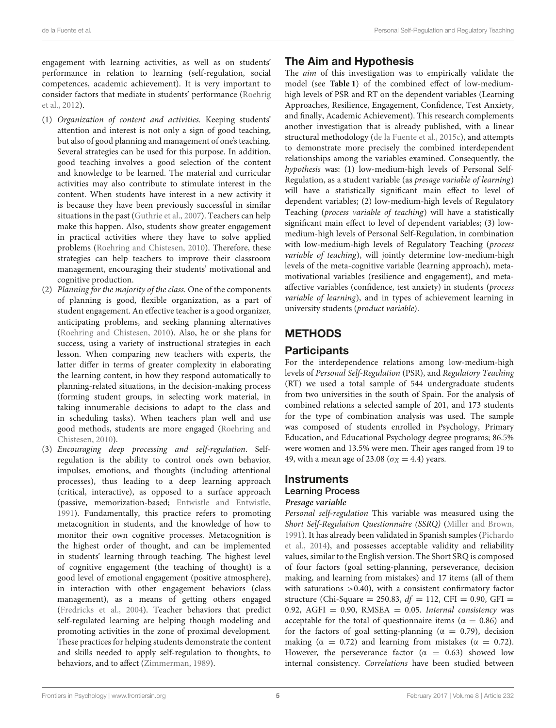engagement with learning activities, as well as on students' performance in relation to learning (self-regulation, social competences, academic achievement). It is very important to consider factors that mediate in students' performance (Roehrig et al., 2012).

1. *Organization of content and activities.* Keeping students' attention and interest is not only a sign of good teaching, but also of good planning and management of one's teaching. Several strategies can be used for this purpose. In addition, good teaching involves a good selection of the content and knowledge to be learned. The material and curricular activities may also contribute to stimulate interest in the content. When students have interest in a new activity it is because they have been previously successful in similar situations in the past (Guthrie et al., 2007). Teachers can help make this happen. Also, students show greater engagement in practical activities where they have to solve applied problems (Roehring and Chistesen, 2010). Therefore, these strategies can help teachers to improve their classroom management, encouraging their students' motivational and cognitive production.
2. *Planning for the majority of the class.* One of the components of planning is good, flexible organization, as a part of student engagement. An effective teacher is a good organizer, anticipating problems, and seeking planning alternatives (Roehring and Chistesen, 2010). Also, he or she plans for success, using a variety of instructional strategies in each lesson. When comparing new teachers with experts, the latter differ in terms of greater complexity in elaborating the learning content, in how they respond automatically to planning-related situations, in the decision-making process (forming student groups, in selecting work material, in taking innumerable decisions to adapt to the class and in scheduling tasks). When teachers plan well and use good methods, students are more engaged (Roehring and Chistesen, 2010).
3. *Encouraging deep processing and self-regulation.* Self-regulation is the ability to control one's own behavior, impulses, emotions, and thoughts (including attentional processes), thus leading to a deep learning approach (critical, interactive), as opposed to a surface approach (passive, memorization-based; Entwistle and Entwistle, 1991). Fundamentally, this practice refers to promoting metacognition in students, and the knowledge of how to monitor their own cognitive processes. Metacognition is the highest order of thought, and can be implemented in students' learning through teaching. The highest level of cognitive engagement (the teaching of thought) is a good level of emotional engagement (positive atmosphere), in interaction with other engagement behaviors (class management), as a means of getting others engaged (Fredricks et al., 2004). Teacher behaviors that predict self-regulated learning are helping though modeling and promoting activities in the zone of proximal development. These practices for helping students demonstrate the content and skills needed to apply self-regulation to thoughts, to behaviors, and to affect (Zimmerman, 1989).

## The Aim and Hypothesis

The *aim* of this investigation was to empirically validate the model (see **Table 1**) of the combined effect of low-medium-high levels of PSR and RT on the dependent variables (Learning Approaches, Resilience, Engagement, Confidence, Test Anxiety, and finally, Academic Achievement). This research complements another investigation that is already published, with a linear structural methodology (de la Fuente et al., 2015c), and attempts to demonstrate more precisely the combined interdependent relationships among the variables examined. Consequently, the *hypothesis* was: (1) low-medium-high levels of Personal Self-Regulation, as a student variable (as *presage variable of learning*) will have a statistically significant main effect to level of dependent variables; (2) low-medium-high levels of Regulatory Teaching (*process variable of teaching*) will have a statistically significant main effect to level of dependent variables; (3) low-medium-high levels of Personal Self-Regulation, in combination with low-medium-high levels of Regulatory Teaching (*process variable of teaching*), will jointly determine low-medium-high levels of the meta-cognitive variable (learning approach), meta-motivational variables (resilience and engagement), and meta-affective variables (confidence, test anxiety) in students (*process variable of learning*), and in types of achievement learning in university students (*product variable*).

# METHODS

## Participants

For the interdependence relations among low-medium-high levels of *Personal Self-Regulation* (PSR), and *Regulatory Teaching* (RT) we used a total sample of 544 undergraduate students from two universities in the south of Spain. For the analysis of combined relations a selected sample of 201, and 173 students for the type of combination analysis was used. The sample was composed of students enrolled in Psychology, Primary Education, and Educational Psychology degree programs; 86.5% were women and 13.5% were men. Their ages ranged from 19 to 49, with a mean age of 23.08 ($\sigma_X = 4.4$) years.

## Instruments

### Learning Process

#### *Presage variable*

*Personal self-regulation* This variable was measured using the *Short Self-Regulation Questionnaire (SSRQ)* (Miller and Brown, 1991). It has already been validated in Spanish samples (Pichardo et al., 2014), and possesses acceptable validity and reliability values, similar to the English version. The Short SRQ is composed of four factors (goal setting-planning, perseverance, decision making, and learning from mistakes) and 17 items (all of them with saturations >0.40), with a consistent confirmatory factor structure (Chi-Square = 250.83, $df$ = 112, CFI = 0.90, GFI = 0.92, AGFI = 0.90, RMSEA = 0.05. *Internal consistency* was acceptable for the total of questionnaire items ($\alpha$ = 0.86) and for the factors of goal setting-planning ($\alpha$ = 0.79), decision making ($\alpha$ = 0.72) and learning from mistakes ($\alpha$ = 0.72). However, the perseverance factor ($\alpha$ = 0.63) showed low internal consistency. *Correlations* have been studied between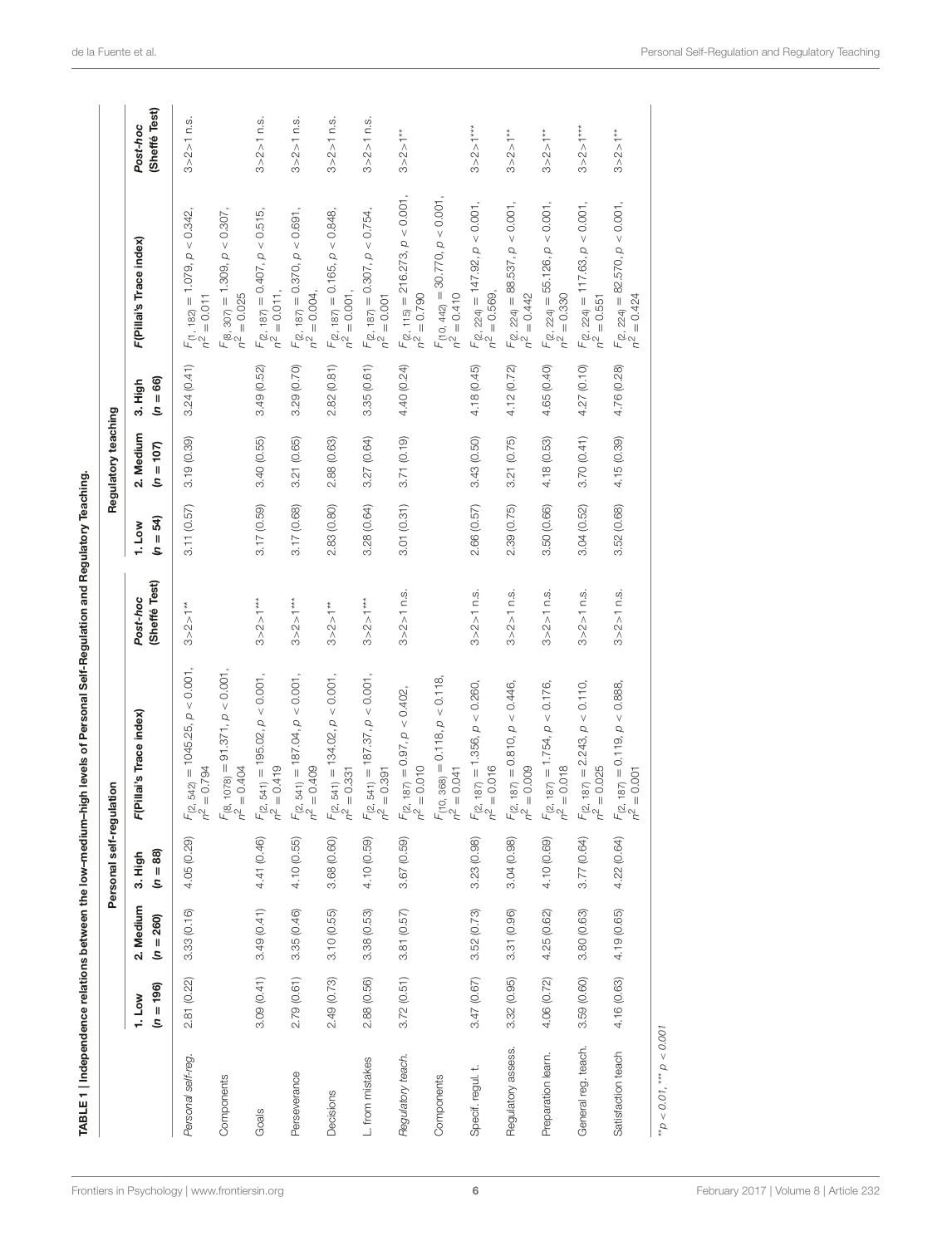**TABLE 1 | Independence relations between the low–medium–high levels of Personal Self-Regulation and Regulatory Teaching.**

| | Personal self-regulation | | | | | Regulatory teaching | | | | |
|---|---|---|---|---|---|---|---|---|---|---|
| | 1. Low ($n = 196$) | 2. Medium ($n = 260$) | 3. High ($n = 88$) | F(Pillai's Trace index) | Post-hoc (Sheffé Test) | 1. Low ($n = 54$) | 2. Medium ($n = 107$) | 3. High ($n = 66$) | F(Pillai's Trace index) | Post-hoc (Sheffé Test) |
| *Personal self-reg.* | 2.81 (0.22) | 3.33 (0.16) | 4.05 (0.29) | $F_{(2, 542)} = 1045.25$, $p < 0.001$, $\eta^2 = 0.794$ | 3>2>1** | 3.11 (0.57) | 3.19 (0.39) | 3.24 (0.41) | $F_{(1, 182)} = 1.079$, $p < 0.342$, $\eta^2 = 0.011$ | 3>2>1 n.s. |
| Components | | | | $F_{(8, 1078)} = 91.371$, $p < 0.001$, $\eta^2 = 0.404$ | | | | | $F_{(8, 307)} = 1.309$, $p < 0.307$, $\eta^2 = 0.025$ | |
| Goals | 3.09 (0.41) | 3.49 (0.41) | 4.41 (0.46) | $F_{(2, 541)} = 195.02$, $p < 0.001$, $\eta^2 = 0.419$ | 3>2>1*** | 3.17 (0.59) | 3.40 (0.55) | 3.49 (0.52) | $F_{(2, 187)} = 0.407$, $p < 0.515$, $\eta^2 = 0.011$, | 3>2>1 n.s. |
| Perseverance | 2.79 (0.61) | 3.35 (0.46) | 4.10 (0.55) | $F_{(2, 541)} = 187.04$, $p < 0.001$, $\eta^2 = 0.409$ | 3>2>1*** | 3.17 (0.68) | 3.21 (0.65) | 3.29 (0.70) | $F_{(2, 187)} = 0.370$, $p < 0.691$, $\eta^2 = 0.004$, | 3>2>1 n.s. |
| Decisions | 2.49 (0.73) | 3.10 (0.55) | 3.68 (0.60) | $F_{(2, 541)} = 134.02$, $p < 0.001$, $\eta^2 = 0.331$ | 3>2>1** | 2.83 (0.80) | 2.88 (0.63) | 2.82 (0.81) | $F_{(2, 187)} = 0.165$, $p < 0.848$, $\eta^2 = 0.001$, | 3>2>1 n.s. |
| L. from mistakes | 2.88 (0.56) | 3.38 (0.53) | 4.10 (0.59) | $F_{(2, 541)} = 187.37$, $p < 0.001$, $\eta^2 = 0.391$ | 3>2>1*** | 3.28 (0.64) | 3.27 (0.64) | 3.35 (0.61) | $F_{(2, 187)} = 0.307$, $p < 0.754$, $\eta^2 = 0.001$ | 3>2>1 n.s. |
| *Regulatory teach.* | 3.72 (0.51) | 3.81 (0.57) | 3.67 (0.59) | $F_{(2, 187)} = 0.97$, $p < 0.402$, $\eta^2 = 0.010$ | 3>2>1 n.s. | 3.01 (0.31) | 3.71 (0.19) | 4.40 (0.24) | $F_{(2, 115)} = 216.273$, $p < 0.001$, $\eta^2 = 0.790$ | 3>2>1** |
| Components | | | | $F_{(10, 368)} = 0.118$, $p < 0.118$, $\eta^2 = 0.041$ | | | | | $F_{(10, 442)} = 30.770$, $p < 0.001$, $\eta^2 = 0.410$ | |
| Specif. regul. t. | 3.47 (0.67) | 3.52 (0.73) | 3.23 (0.98) | $F_{(2, 187)} = 1.356$, $p < 0.260$, $\eta^2 = 0.016$ | 3>2>1 n.s. | 2.66 (0.57) | 3.43 (0.50) | 4.18 (0.45) | $F_{(2, 224)} = 147.92$, $p < 0.001$, $\eta^2 = 0.569$, | 3>2>1*** |
| Regulatory assess. | 3.32 (0.95) | 3.31 (0.96) | 3.04 (0.98) | $F_{(2, 187)} = 0.810$, $p < 0.446$, $\eta^2 = 0.009$ | 3>2>1 n.s. | 2.39 (0.75) | 3.21 (0.75) | 4.12 (0.72) | $F_{(2, 224)} = 88.537$, $p < 0.001$, $\eta^2 = 0.442$ | 3>2>1** |
| Preparation learn. | 4.06 (0.72) | 4.25 (0.62) | 4.10 (0.69) | $F_{(2, 187)} = 1.754$, $p < 0.176$, $\eta^2 = 0.018$ | 3>2>1 n.s. | 3.50 (0.66) | 4.18 (0.53) | 4.65 (0.40) | $F_{(2, 224)} = 55.126$, $p < 0.001$, $\eta^2 = 0.330$ | 3>2>1** |
| General reg. teach. | 3.59 (0.60) | 3.80 (0.63) | 3.77 (0.64) | $F_{(2, 187)} = 2.243$, $p < 0.110$, $\eta^2 = 0.025$ | 3>2>1 n.s. | 3.04 (0.52) | 3.70 (0.41) | 4.27 (0.10) | $F_{(2, 224)} = 117.63$, $p < 0.001$, $\eta^2 = 0.551$ | 3>2>1*** |
| Satisfaction teach | 4.16 (0.63) | 4.19 (0.65) | 4.22 (0.64) | $F_{(2, 187)} = 0.119$, $p < 0.888$, $\eta^2 = 0.001$ | 3>2>1 n.s. | 3.52 (0.68) | 4.15 (0.39) | 4.76 (0.28) | $F_{(2, 224)} = 82.570$, $p < 0.001$, $\eta^2 = 0.424$ | 3>2>1** |

**$p < 0.01$, ***$p < 0.001$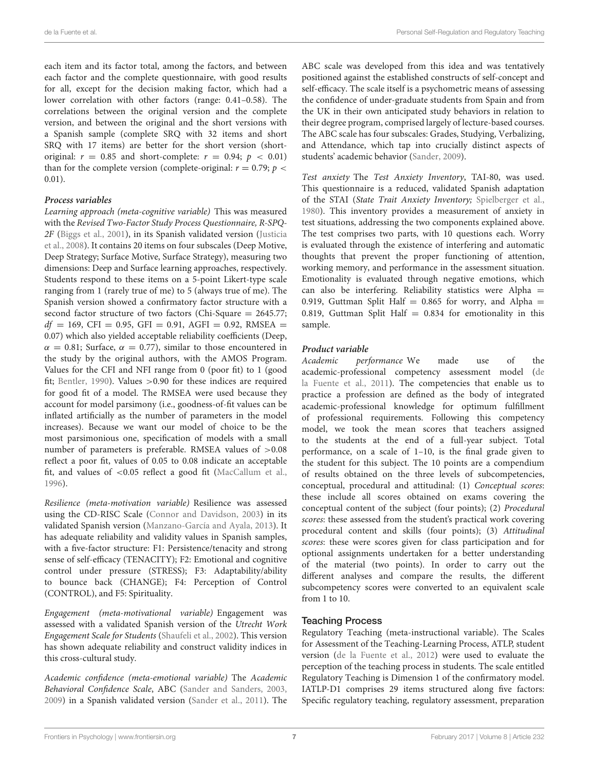each item and its factor total, among the factors, and between each factor and the complete questionnaire, with good results for all, except for the decision making factor, which had a lower correlation with other factors (range: 0.41–0.58). The correlations between the original version and the complete version, and between the original and the short versions with a Spanish sample (complete SRQ with 32 items and short SRQ with 17 items) are better for the short version (short-original: $r = 0.85$ and short-complete: $r = 0.94$; $p < 0.01$) than for the complete version (complete-original: $r = 0.79$; $p < 0.01$).

#### *Process variables*

*Learning approach (meta-cognitive variable)* This was measured with the *Revised Two-Factor Study Process Questionnaire, R-SPQ-2F* (Biggs et al., 2001), in its Spanish validated version (Justicia et al., 2008). It contains 20 items on four subscales (Deep Motive, Deep Strategy; Surface Motive, Surface Strategy), measuring two dimensions: Deep and Surface learning approaches, respectively. Students respond to these items on a 5-point Likert-type scale ranging from 1 (rarely true of me) to 5 (always true of me). The Spanish version showed a confirmatory factor structure with a second factor structure of two factors (Chi-Square = 2645.77; $df = 169$, CFI = 0.95, GFI = 0.91, AGFI = 0.92, RMSEA = 0.07) which also yielded acceptable reliability coefficients (Deep, $\alpha = 0.81$; Surface, $\alpha = 0.77$), similar to those encountered in the study by the original authors, with the AMOS Program. Values for the CFI and NFI range from 0 (poor fit) to 1 (good fit; Bentler, 1990). Values >0.90 for these indices are required for good fit of a model. The RMSEA were used because they account for model parsimony (i.e., goodness-of-fit values can be inflated artificially as the number of parameters in the model increases). Because we want our model of choice to be the most parsimonious one, specification of models with a small number of parameters is preferable. RMSEA values of >0.08 reflect a poor fit, values of 0.05 to 0.08 indicate an acceptable fit, and values of <0.05 reflect a good fit (MacCallum et al., 1996).

*Resilience (meta-motivation variable)* Resilience was assessed using the CD-RISC Scale (Connor and Davidson, 2003) in its validated Spanish version (Manzano-García and Ayala, 2013). It has adequate reliability and validity values in Spanish samples, with a five-factor structure: F1: Persistence/tenacity and strong sense of self-efficacy (TENACITY); F2: Emotional and cognitive control under pressure (STRESS); F3: Adaptability/ability to bounce back (CHANGE); F4: Perception of Control (CONTROL), and F5: Spirituality.

*Engagement (meta-motivational variable)* Engagement was assessed with a validated Spanish version of the *Utrecht Work Engagement Scale for Students* (Shaufeli et al., 2002). This version has shown adequate reliability and construct validity indices in this cross-cultural study.

*Academic confidence (meta-emotional variable)* The *Academic Behavioral Confidence Scale*, ABC (Sander and Sanders, 2003, 2009) in a Spanish validated version (Sander et al., 2011). The ABC scale was developed from this idea and was tentatively positioned against the established constructs of self-concept and self-efficacy. The scale itself is a psychometric means of assessing the confidence of under-graduate students from Spain and from the UK in their own anticipated study behaviors in relation to their degree program, comprised largely of lecture-based courses. The ABC scale has four subscales: Grades, Studying, Verbalizing, and Attendance, which tap into crucially distinct aspects of students' academic behavior (Sander, 2009).

*Test anxiety* The *Test Anxiety Inventory*, TAI-80, was used. This questionnaire is a reduced, validated Spanish adaptation of the STAI (*State Trait Anxiety Inventory;* Spielberger et al., 1980). This inventory provides a measurement of anxiety in test situations, addressing the two components explained above. The test comprises two parts, with 10 questions each. Worry is evaluated through the existence of interfering and automatic thoughts that prevent the proper functioning of attention, working memory, and performance in the assessment situation. Emotionality is evaluated through negative emotions, which can also be interfering. Reliability statistics were Alpha = 0.919, Guttman Split Half = 0.865 for worry, and Alpha = 0.819, Guttman Split Half = 0.834 for emotionality in this sample.

#### *Product variable*

*Academic performance* We made use of the academic-professional competency assessment model (de la Fuente et al., 2011). The competencies that enable us to practice a profession are defined as the body of integrated academic-professional knowledge for optimum fulfillment of professional requirements. Following this competency model, we took the mean scores that teachers assigned to the students at the end of a full-year subject. Total performance, on a scale of 1–10, is the final grade given to the student for this subject. The 10 points are a compendium of results obtained on the three levels of subcompetencies, conceptual, procedural and attitudinal: (1) *Conceptual scores*: these include all scores obtained on exams covering the conceptual content of the subject (four points); (2) *Procedural scores*: these assessed from the student's practical work covering procedural content and skills (four points); (3) *Attitudinal scores*: these were scores given for class participation and for optional assignments undertaken for a better understanding of the material (two points). In order to carry out the different analyses and compare the results, the different subcompetency scores were converted to an equivalent scale from 1 to 10.

### Teaching Process

Regulatory Teaching (meta-instructional variable). The Scales for Assessment of the Teaching-Learning Process, ATLP, student version (de la Fuente et al., 2012) were used to evaluate the perception of the teaching process in students. The scale entitled Regulatory Teaching is Dimension 1 of the confirmatory model. IATLP-D1 comprises 29 items structured along five factors: Specific regulatory teaching, regulatory assessment, preparation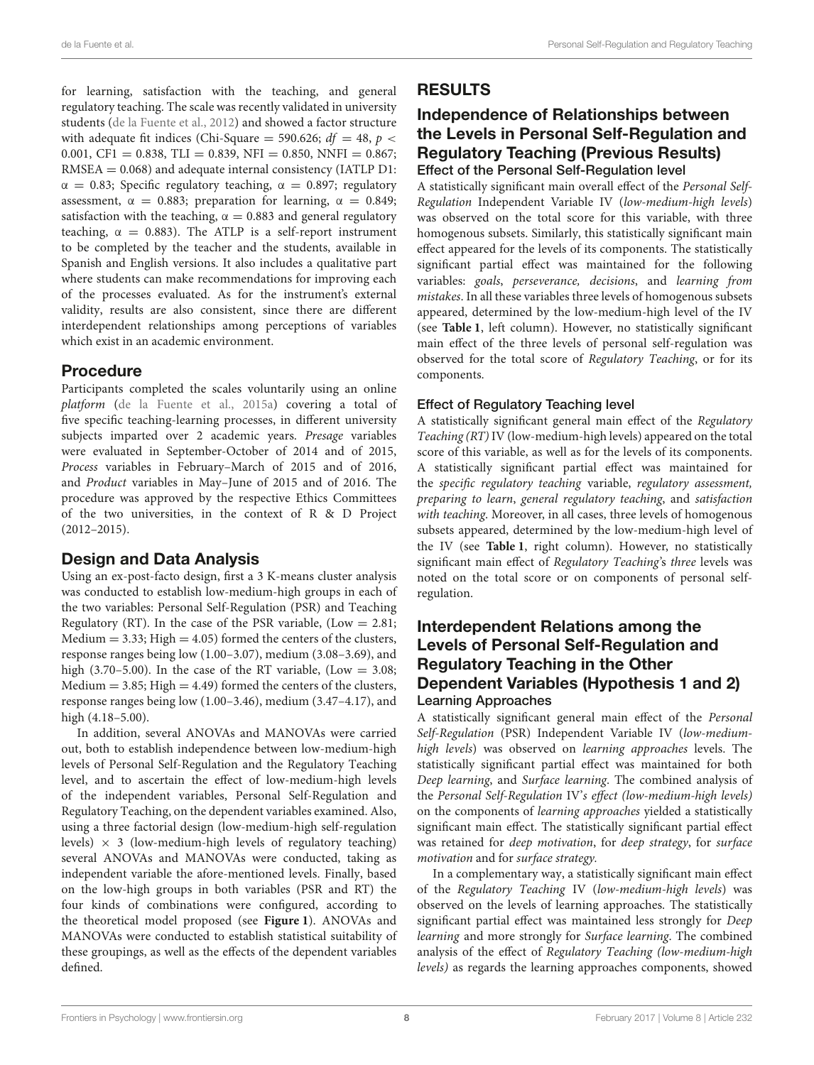for learning, satisfaction with the teaching, and general regulatory teaching. The scale was recently validated in university students (de la Fuente et al., 2012) and showed a factor structure with adequate fit indices (Chi-Square = 590.626; $df = 48$, $p < 0.001$, CFI = 0.838, TLI = 0.839, NFI = 0.850, NNFI = 0.867; RMSEA = 0.068) and adequate internal consistency (IATLP D1: $\alpha = 0.83$; Specific regulatory teaching, $\alpha = 0.897$; regulatory assessment, $\alpha = 0.883$; preparation for learning, $\alpha = 0.849$; satisfaction with the teaching, $\alpha = 0.883$ and general regulatory teaching, $\alpha = 0.883$). The ATLP is a self-report instrument to be completed by the teacher and the students, available in Spanish and English versions. It also includes a qualitative part where students can make recommendations for improving each of the processes evaluated. As for the instrument's external validity, results are also consistent, since there are different interdependent relationships among perceptions of variables which exist in an academic environment.

## Procedure

Participants completed the scales voluntarily using an online *platform* (de la Fuente et al., 2015a) covering a total of five specific teaching-learning processes, in different university subjects imparted over 2 academic years. *Presage* variables were evaluated in September-October of 2014 and of 2015, *Process* variables in February–March of 2015 and of 2016, and *Product* variables in May–June of 2015 and of 2016. The procedure was approved by the respective Ethics Committees of the two universities, in the context of R & D Project (2012–2015).

## Design and Data Analysis

Using an ex-post-facto design, first a 3 K-means cluster analysis was conducted to establish low-medium-high groups in each of the two variables: Personal Self-Regulation (PSR) and Teaching Regulatory (RT). In the case of the PSR variable, (Low = 2.81; Medium = 3.33; High = 4.05) formed the centers of the clusters, response ranges being low (1.00–3.07), medium (3.08–3.69), and high (3.70–5.00). In the case of the RT variable, (Low = 3.08; Medium = 3.85; High = 4.49) formed the centers of the clusters, response ranges being low (1.00–3.46), medium (3.47–4.17), and high (4.18–5.00).

In addition, several ANOVAs and MANOVAs were carried out, both to establish independence between low-medium-high levels of Personal Self-Regulation and the Regulatory Teaching level, and to ascertain the effect of low-medium-high levels of the independent variables, Personal Self-Regulation and Regulatory Teaching, on the dependent variables examined. Also, using a three factorial design (low-medium-high self-regulation levels) × 3 (low-medium-high levels of regulatory teaching) several ANOVAs and MANOVAs were conducted, taking as independent variable the afore-mentioned levels. Finally, based on the low-high groups in both variables (PSR and RT) the four kinds of combinations were configured, according to the theoretical model proposed (see **Figure 1**). ANOVAs and MANOVAs were conducted to establish statistical suitability of these groupings, as well as the effects of the dependent variables defined.

# RESULTS

## Independence of Relationships between the Levels in Personal Self-Regulation and Regulatory Teaching (Previous Results)

### Effect of the Personal Self-Regulation level

A statistically significant main overall effect of the *Personal Self-Regulation* Independent Variable IV (*low-medium-high levels*) was observed on the total score for this variable, with three homogenous subsets. Similarly, this statistically significant main effect appeared for the levels of its components. The statistically significant partial effect was maintained for the following variables: *goals*, *perseverance, decisions*, and *learning from mistakes*. In all these variables three levels of homogenous subsets appeared, determined by the low-medium-high level of the IV (see **Table 1**, left column). However, no statistically significant main effect of the three levels of personal self-regulation was observed for the total score of *Regulatory Teaching*, or for its components.

### Effect of Regulatory Teaching level

A statistically significant general main effect of the *Regulatory Teaching (RT)* IV (low-medium-high levels) appeared on the total score of this variable, as well as for the levels of its components. A statistically significant partial effect was maintained for the *specific regulatory teaching* variable, *regulatory assessment, preparing to learn*, *general regulatory teaching*, and *satisfaction with teaching*. Moreover, in all cases, three levels of homogenous subsets appeared, determined by the low-medium-high level of the IV (see **Table 1**, right column). However, no statistically significant main effect of *Regulatory Teaching*'s *three* levels was noted on the total score or on components of personal self-regulation.

## Interdependent Relations among the Levels of Personal Self-Regulation and Regulatory Teaching in the Other Dependent Variables (Hypothesis 1 and 2)

### Learning Approaches

A statistically significant general main effect of the *Personal Self-Regulation* (PSR) Independent Variable IV (*low-medium-high levels*) was observed on *learning approaches* levels. The statistically significant partial effect was maintained for both *Deep learning*, and *Surface learning*. The combined analysis of the *Personal Self-Regulation* IV's *effect (low-medium-high levels)* on the components of *learning approaches* yielded a statistically significant main effect. The statistically significant partial effect was retained for *deep motivation*, for *deep strategy*, for *surface motivation* and for *surface strategy*.

In a complementary way, a statistically significant main effect of the *Regulatory Teaching* IV (*low-medium-high levels*) was observed on the levels of learning approaches. The statistically significant partial effect was maintained less strongly for *Deep learning* and more strongly for *Surface learning*. The combined analysis of the effect of *Regulatory Teaching (low-medium-high levels)* as regards the learning approaches components, showed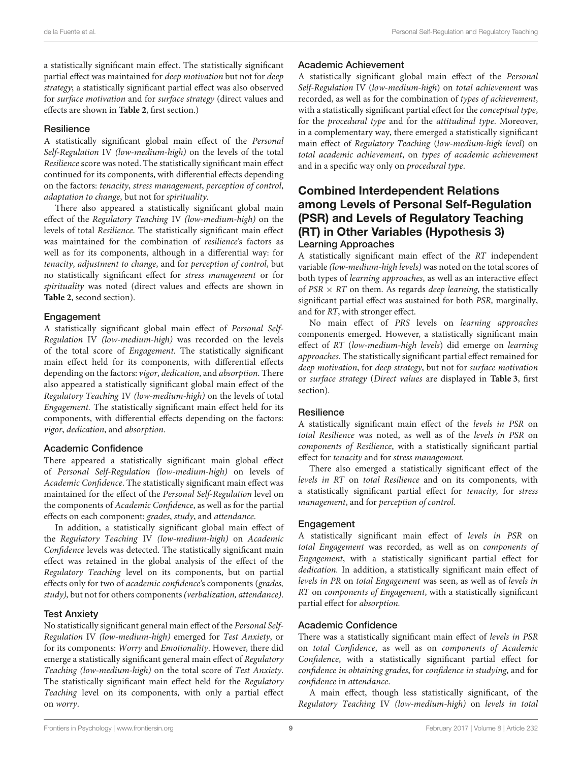a statistically significant main effect. The statistically significant partial effect was maintained for *deep motivation* but not for *deep strategy*; a statistically significant partial effect was also observed for *surface motivation* and for *surface strategy* (direct values and effects are shown in **Table 2**, first section.)

#### Resilience

A statistically significant global main effect of the *Personal Self-Regulation* IV *(low-medium-high)* on the levels of the total *Resilience* score was noted. The statistically significant main effect continued for its components, with differential effects depending on the factors: *tenacity*, *stress management*, *perception of control*, *adaptation to change*, but not for *spirituality*.

There also appeared a statistically significant global main effect of the total *Regulatory Teaching* IV *(low-medium-high)* on the levels of total *Resilience*. The statistically significant main effect was maintained for the combination of *resilience*'s factors as well as for its components, although in a differential way: for *tenacity*, *adjustment to change*, and for *perception of control*, but no statistically significant effect for *stress management* or for *spirituality* was noted (direct values and effects are shown in **Table 2**, second section).

#### Engagement

A statistically significant global main effect of *Personal Self-Regulation* IV *(low-medium-high)* was recorded on the levels of the total score of *Engagement*. The statistically significant main effect held for its components, with differential effects depending on the factors: *vigor*, *dedication*, and *absorption*. There also appeared a statistically significant global main effect of the *Regulatory Teaching* IV *(low-medium-high)* on the levels of total *Engagement.* The statistically significant main effect held for its components, with differential effects depending on the factors: *vigor*, *dedication*, and *absorption*.

#### Academic Confidence

There appeared a statistically significant main global effect of *Personal Self-Regulation (low-medium-high)* on levels of *Academic Confidence*. The statistically significant main effect was maintained for the effect of the *Personal Self-Regulation* level on the components of *Academic Confidence*, as well as for the partial effects on each component: *grades*, *study*, and *attendance*.

In addition, a statistically significant global main effect of the *Regulatory Teaching* IV *(low-medium-high)* on *Academic Confidence* levels was detected. The statistically significant main effect was retained in the global analysis of the effect of the *Regulatory Teaching* level on its components, but on partial effects only for two of *academic confidence*'s components (*grades, study)*, but not for others components *(verbalization, attendance)*.

#### Test Anxiety

No statistically significant general main effect of the *Personal Self-Regulation* IV *(low-medium-high)* emerged for *Test Anxiety*, or for its components: *Worry* and *Emotionality*. However, there did emerge a statistically significant general main effect of *Regulatory Teaching (low-medium-high)* on the total score of *Test Anxiety*. The statistically significant main effect held for the *Regulatory Teaching* level on its components, with only a partial effect on *worry*.

#### Academic Achievement

A statistically significant global main effect of the *Personal Self-Regulation* IV (*low-medium-high*) on *total achievement* was recorded, as well as for the combination of *types of achievement*, with a statistically significant partial effect for the *conceptual type*, for the *procedural type* and for the *attitudinal type*. Moreover, in a complementary way, there emerged a statistically significant main effect of *Regulatory Teaching* (*low-medium-high level*) on *total academic achievement*, on *types of academic achievement* and in a specific way only on *procedural type*.

### Combined Interdependent Relations among Levels of Personal Self-Regulation (PSR) and Levels of Regulatory Teaching (RT) in Other Variables (Hypothesis 3)

#### Learning Approaches

A statistically significant main effect of the *RT* independent variable *(low-medium-high levels)* was noted on the total scores of both types of *learning approaches*, as well as an interactive effect of *PSR* × *RT* on them. As regards *deep learning*, the statistically significant partial effect was sustained for both *PSR,* marginally, and for *RT*, with stronger effect.

No main effect of *PRS* levels on *learning approaches* components emerged. However, a statistically significant main effect of *RT* (*low-medium-high levels*) did emerge on *learning approaches*. The statistically significant partial effect remained for *deep motivation*, for *deep strategy*, but not for *surface motivation* or *surface strategy* (*Direct values* are displayed in **Table 3**, first section).

#### Resilience

A statistically significant main effect of the *levels in PSR* on *total Resilience* was noted, as well as of the *levels in PSR* on *components of Resilience*, with a statistically significant partial effect for *tenacity* and for *stress management.*

There also emerged a statistically significant effect of the *levels in RT* on *total Resilience* and on its components, with a statistically significant partial effect for *tenacity*, for *stress management*, and for *perception of control.*

#### Engagement

A statistically significant main effect of *levels in PSR* on *total Engagement* was recorded, as well as on *components of Engagement*, with a statistically significant partial effect for *dedication.* In addition, a statistically significant main effect of *levels in PR* on *total Engagement* was seen, as well as of *levels in RT* on *components of Engagement*, with a statistically significant partial effect for *absorption.*

#### Academic Confidence

There was a statistically significant main effect of *levels in PSR* on *total Confidence*, as well as on *components of Academic Confidence*, with a statistically significant partial effect for *confidence in obtaining grades*, for *confidence in studying*, and for *confidence* in *attendance*.

A main effect, though less statistically significant, of the *Regulatory Teaching* IV *(low-medium-high)* on *levels in total*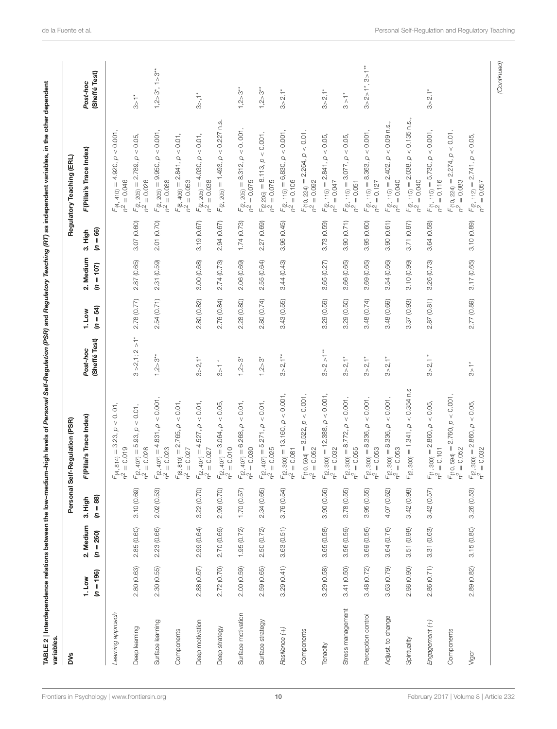**TABLE 2 | Interdependence relations between the low–medium–high levels of *Personal Self-Regulation (PSR)* and *Regulatory Teaching (RT)* as independent variables, in the other dependent variables.**

| DVs | Personal Self-Regulation (PSR) | | | | | Regulatory Teaching (ERL) | | | | |
|---|---|---|---|---|---|---|---|---|---|---|
| | 1. Low ($n = 196$) | 2. Medium ($n = 260$) | 3. High ($n = 88$) | F(Pillai's Trace Index) | Post-hoc (Sheffé Test) | 1. Low ($n = 54$) | 2. Medium ($n = 107$) | 3. High ($n = 66$) | F(Pillai's Trace Index) | Post-hoc (Sheffé Test) |
| *Learning approach* | | | | $F_{(4, 814)} = 3.23$, $p < 0.01$, $\eta^2 = 0.019$ | | | | | $F_{(4, 410)} = 4.920$, $p < 0.001$, $\eta^2 = 0.046$ | |
| Deep learning | 2.80 (0.63) | 2.85 (0.60) | 3.10 (0.69) | $F_{(2, 407)} = 5.93$, $p < 0.01$, $\eta^2 = 0.028$ | 3 > 2,1; 2 > 1* | 2.78 (0.77) | 2.87 (0.65) | 3.07 (0.60) | $F_{(2, 205)} = 2.789$, $p < 0.05$, $\eta^2 = 0.026$ | 3>1* |
| Surface learning | 2.30 (0.55) | 2.23 (0.66) | 2.02 (0.53) | $F_{(2, 407)} = 4.831$, $p < 0.001$, $\eta^2 = 0.023$ | 1,2>3** | 2.54 (0.71) | 2.31 (0.59) | 2.01 (0.70) | $F_{(2, 205)} = 9.950$, $p < 0.001$, $\eta^2 = 0.088$ | 1,2>3*, 1>3** |
| Components | | | | $F_{(8, 810)} = 2.765$, $p < 0.01$, $\eta^2 = 0.027$ | | | | | $F_{(8, 406)} = 2.841$, $p < 0.01$, $\eta^2 = 0.053$ | |
| Deep motivation | 2.88 (0.67) | 2.99 (0.64) | 3.22 (0.70) | $F_{(2, 407)} = 4.527$, $p < 0.01$, $\eta^2 = 0.027$ | 3>2,1* | 2.80 (0.82) | 3.00 (0.68) | 3.19 (0.67) | $F_{(2, 205)} = 4.030$, $p < 0.01$, $\eta^2 = 0.038$ | 3>,1* |
| Deep strategy | 2.72 (0.70) | 2.70 (0.69) | 2.99 (0.70) | $F_{(2, 407)} = 3.064$, $p < 0.05$, $\eta^2 = 0.010$ | 3>1 * | 2.76 (0.84) | 2.74 (0.73) | 2.94 (0.67) | $F_{(2, 205)} = 1.493$, $p < 0.227$ n.s. | |
| Surface motivation | 2.00 (0.59) | 1.95 (0.72) | 1.70 (0.57) | $F_{(2, 407)} = 6.268$, $p < 0.01$, $\eta^2 = 0.030$ | 1,2>3* | 2.28 (0.80) | 2.06 (0.69) | 1.74 (0.73) | $F_{(2, 205)} = 8.312$, $p < 0.001$, $\eta^2 = 0.075$ | 1,2>3** |
| Surface strategy | 2.59 (0.65) | 2.50 (0.72) | 2.34 (0.65) | $F_{(2, 407)} = 5.271$, $p < 0.01$, $\eta^2 = 0.025$ | 1,2>3* | 2.80 (0.74) | 2.55 (0.64) | 2.27 (0.69) | $F_{(2,205)} = 8.113$, $p < 0.001$, $\eta^2 = 0.075$ | 1,2>3** |
| *Resilience (+)* | 3.29 (0.41) | 3.63 (0.51) | 3.76 (0.54) | $F_{(2, 300)} = 13.160$, $p < 0.001$, $\eta^2 = 0.081$ | 3>2,1** | 3.43 (0.55) | 3.44 (0.43) | 3.96 (0.45) | $F_{(2, 115)} = 6.830$, $p < 0.001$, $\eta^2 = 0.106$ | 3>2,1* |
| Components | | | | $F_{(10, 594)} = 3.522$, $p < 0.001$, $\eta^2 = 0.052$ | | | | | $F_{(10, 224)} = 2.264$, $p < 0.01$, $\eta^2 = 0.092$ | |
| Tenacity | 3.29 (0.58) | 3.65 (0.58) | 3.90 (0.56) | $F_{(2, 300)} = 12.388$, $p < 0.001$, $\eta^2 = 0.032$ | 3>2 >1** | 3.29 (0.59) | 3.65 (0.27) | 3.73 (0.59) | $F_{(2, 115)} = 2.841$, $p < 0.05$, $\eta^2 = 0.047$ | 3>2,1* |
| Stress management | 3.41 (0.50) | 3.56 (0.59) | 3.78 (0.55) | $F_{(2, 300)} = 8.772$, $p < 0.001$, $\eta^2 = 0.055$ | 3>2,1* | 3.29 (0.50) | 3.66 (0.65) | 3.90 (0.71) | $F_{(2, 115)} = 3.077$, $p < 0.05$, $\eta^2 = 0.051$ | 3 >1* |
| Perception control | 3.48 (0.72) | 3.69 (0.56) | 3.95 (0.55) | $F_{(2, 300)} = 8.336$, $p < 0.001$, $\eta^2 = 0.053$ | 3>2,1* | 3.48 (0.74) | 3.69 (0.65) | 3.95 (0.60) | $F_{(2, 115)} = 8.363$, $p < 0.001$, $\eta^2 = 0.127$ | 3>2>1*, 3>1** |
| Adjust. to change | 3.63 (0.79) | 3.64 (0.76) | 4.07 (0.62) | $F_{(2, 300)} = 8.336$, $p < 0.001$, $\eta^2 = 0.053$ | 3>2,1* | 3.48 (0.69) | 3.54 (0.66) | 3.90 (0.61) | $F_{(2, 115)} = 2.402$, $p < 0.09$ n.s., $\eta^2 = 0.040$ | |
| Spirituality | 2.98 (0.90) | 3.51 (0.98) | 3.42 (0.98) | $F_{(2, 300)} = 1.341$, $p < 0.354$ n.s | | 3.37 (0.93) | 3.10 (0.99) | 3.71 (0.87) | $F_{(2, 115)} = 2.038$, $p < 0.135$ n.s., $\eta^2 = 0.040$ | |
| *Engagement (+)* | 2.86 (0.71) | 3.31 (0.63) | 3.42 (0.57) | $F_{(1, 300)} = 2.860$, $p < 0.05$, $\eta^2 = 0.101$ | 3>2,1 * | 2.87 (0.81) | 3.26 (0.73) | 3.64 (0.58) | $F_{(1, 115)} = 5.730$, $p < 0.001$, $\eta^2 = 0.116$ | 3>2,1* |
| Components | | | | $F_{(10, 594)} = 2.760$, $p < 0.001$, $\eta^2 = 0.052$ | | | | | $F_{(10, 224)} = 2.274$, $p < 0.01$, $\eta^2 = 0.083$ | |
| Vigor | 2.89 (0.82) | 3.15 (0.80) | 3.26 (0.53) | $F_{(2, 300)} = 2.860$, $p < 0.05$, $\eta^2 = 0.032$ | 3>1* | 2.77 (0.89) | 3.17 (0.65) | 3.10 (0.89) | $F_{(2, 112)} = 2.741$, $p < 0.05$, $\eta^2 = 0.057$ | |

(Continued)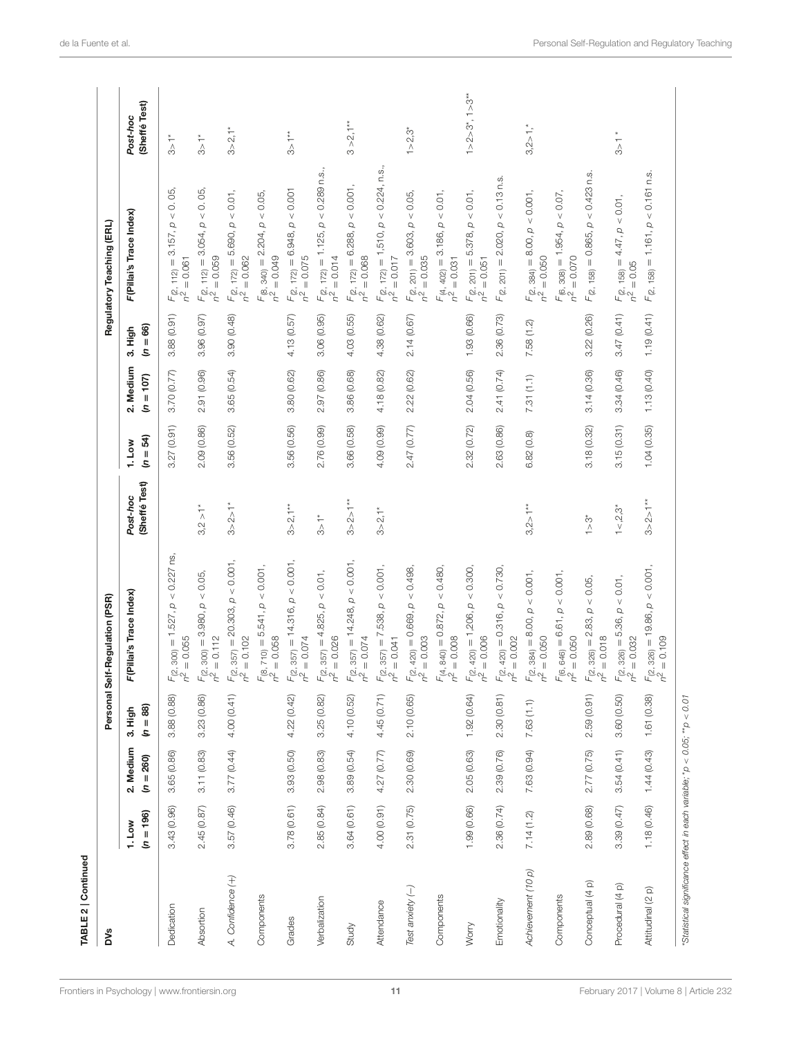**TABLE 2 | Continued**

| DVs | Personal Self-Regulation (PSR) | | | | | Regulatory Teaching (ERL) | | | | |
|---|---|---|---|---|---|---|---|---|---|---|
| | 1. Low ($n$ = 196) | 2. Medium ($n$ = 260) | 3. High ($n$ = 88) | $F$ (Pillai's Trace Index) | Post-hoc (Sheffé Test) | 1. Low ($n$ = 54) | 2. Medium ($n$ = 107) | 3. High ($n$ = 66) | $F$ (Pillai's Trace Index) | Post-hoc (Sheffé Test) |
| Dedication | 3.43 (0.96) | 3.65 (0.86) | 3.88 (0.88) | $F_{(2, 300)} = 1.527$, $p < 0.227$ ns, $\eta^2 = 0.055$ | | 3.27 (0.91) | 3.70 (0.77) | 3.88 (0.91) | $F_{(2, 112)} = 3.157$, $p < 0.05$, $\eta^2 = 0.061$ | 3>1* |
| Absorption | 2.45 (0.87) | 3.11 (0.83) | 3.23 (0.86) | $F_{(2, 300)} = 3.980$, $p < 0.05$, $\eta^2 = 0.112$ | 3,2 >1* | 2.09 (0.86) | 2.91 (0.96) | 3.96 (0.97) | $F_{(2, 112)} = 3.054$, $p < 0.05$, $\eta^2 = 0.059$ | 3>1* |
| A. Confidence (+) | 3.57 (0.46) | 3.77 (0.44) | 4.00 (0.41) | $F_{(2, 357)} = 20.303$, $p < 0.001$, $\eta^2 = 0.102$ | 3>2>1* | 3.56 (0.52) | 3.65 (0.54) | 3.90 (0.48) | $F_{(2, 172)} = 5.690$, $p < 0.01$, $\eta^2 = 0.062$ | 3>2,1* |
| Components | | | | $F_{(8, 710)} = 5.541$, $p < 0.001$, $\eta^2 = 0.058$ | | | | | $F_{(8, 340)} = 2.204$, $p < 0.05$, $\eta^2 = 0.049$ | |
| Grades | 3.78 (0.61) | 3.93 (0.50) | 4.22 (0.42) | $F_{(2, 357)} = 14.316$, $p < 0.001$, $\eta^2 = 0.074$ | 3>2,1** | 3.56 (0.56) | 3.80 (0.62) | 4.13 (0.57) | $F_{(2, 172)} = 6.948$, $p < 0.001$ $\eta^2 = 0.075$ | 3>1** |
| Verbalization | 2.85 (0.84) | 2.98 (0.83) | 3.25 (0.82) | $F_{(2, 357)} = 4.825$, $p < 0.01$, $\eta^2 = 0.026$ | 3>1* | 2.76 (0.99) | 2.97 (0.86) | 3.06 (0.95) | $F_{(2, 172)} = 1.125$, $p < 0.289$ n.s., $\eta^2 = 0.014$ | |
| Study | 3.64 (0.61) | 3.89 (0.54) | 4.10 (0.52) | $F_{(2, 357)} = 14.248$, $p < 0.001$, $\eta^2 = 0.074$ | 3>2>1** | 3.66 (0.58) | 3.86 (0.68) | 4.03 (0.55) | $F_{(2, 172)} = 6.288$, $p < 0.001$, $\eta^2 = 0.068$ | 3 >2,1** |
| Attendance | 4.00 (0.91) | 4.27 (0.77) | 4.45 (0.71) | $F_{(2, 357)} = 7.538$, $p < 0.001$, $\eta^2 = 0.041$ | 3>2,1* | 4.09 (0.99) | 4.18 (0.82) | 4.38 (0.62) | $F_{(2, 172)} = 1.510$, $p < 0.224$, n.s., $\eta^2 = 0.017$ | |
| Test anxiety (−) | 2.31 (0.75) | 2.30 (0.69) | 2.10 (0.65) | $F_{(2, 420)} = 0.669$, $p < 0.498$, $\eta^2 = 0.003$ | | 2.47 (0.77) | 2.22 (0.62) | 2.14 (0.67) | $F_{(2, 201)} = 3.603$, $p < 0.05$, $\eta^2 = 0.035$ | 1>2,3* |
| Components | | | | $F_{(4, 840)} = 0.872$, $p < 0.480$, $\eta^2 = 0.008$ | | | | | $F_{(4, 402)} = 3.186$, $p < 0.01$, $\eta^2 = 0.031$ | |
| Worry | 1.99 (0.66) | 2.05 (0.63) | 1.92 (0.64) | $F_{(2, 420)} = 1.206$, $p < 0.300$, $\eta^2 = 0.006$ | | 2.32 (0.72) | 2.04 (0.56) | 1.93 (0.66) | $F_{(2, 201)} = 5.378$, $p < 0.01$, $\eta^2 = 0.051$ | 1>2>3*, 1>3** |
| Emotionality | 2.36 (0.74) | 2.39 (0.76) | 2.30 (0.81) | $F_{(2, 420)} = 0.316$, $p < 0.730$, $\eta^2 = 0.002$ | | 2.63 (0.86) | 2.41 (0.74) | 2.36 (0.73) | $F_{(2, 201)} = 2.020$, $p < 0.13$ n.s. | |
| Achievement (10 p) | 7.14 (1.2) | 7.63 (0.94) | 7.63 (1.1) | $F_{(2, 384)} = 8.00$, $p < 0.001$, $\eta^2 = 0.050$ | 3,2>1** | 6.82 (0.8) | 7.31 (1.1) | 7.58 (1.2) | $F_{(2, 384)} = 8.00$, $p < 0.001$, $\eta^2 = 0.050$ | 3,2>1,* |
| Components | | | | $F_{(6, 646)} = 6.61$, $p < 0.001$, $\eta^2 = 0.050$ | | | | | $F_{(6, 308)} = 1.954$, $p < 0.07$, $\eta^2 = 0.070$ | |
| Conceptual (4 p) | 2.89 (0.68) | 2.77 (0.75) | 2.59 (0.91) | $F_{(2, 326)} = 2.83$, $p < 0.05$, $\eta^2 = 0.018$ | 1>3* | 3.18 (0.32) | 3.14 (0.36) | 3.22 (0.26) | $F_{(2, 158)} = 0.865$, $p < 0.423$ n.s. | |
| Procedural (4 p) | 3.39 (0.47) | 3.54 (0.41) | 3.60 (0.50) | $F_{(2, 326)} = 5.36$, $p < 0.01$, $\eta^2 = 0.032$ | 1<2,3* | 3.15 (0.31) | 3.34 (0.46) | 3.47 (0.41) | $F_{(2, 158)} = 4.47$, $p < 0.01$, $\eta^2 = 0.05$ | 3>1 * |
| Attitudinal (2 p) | 1.18 (0.46) | 1.44 (0.43) | 1.61 (0.38) | $F_{(2, 326)} = 19.86$, $p < 0.001$, $\eta^2 = 0.109$ | 3>2>1** | 1.04 (0.35) | 1.13 (0.40) | 1.19 (0.41) | $F_{(2, 158)} = 1.161$, $p < 0.161$ n.s. | |

*Statistical significance effect in each variable: *$p < 0.05$; **$p < 0.01$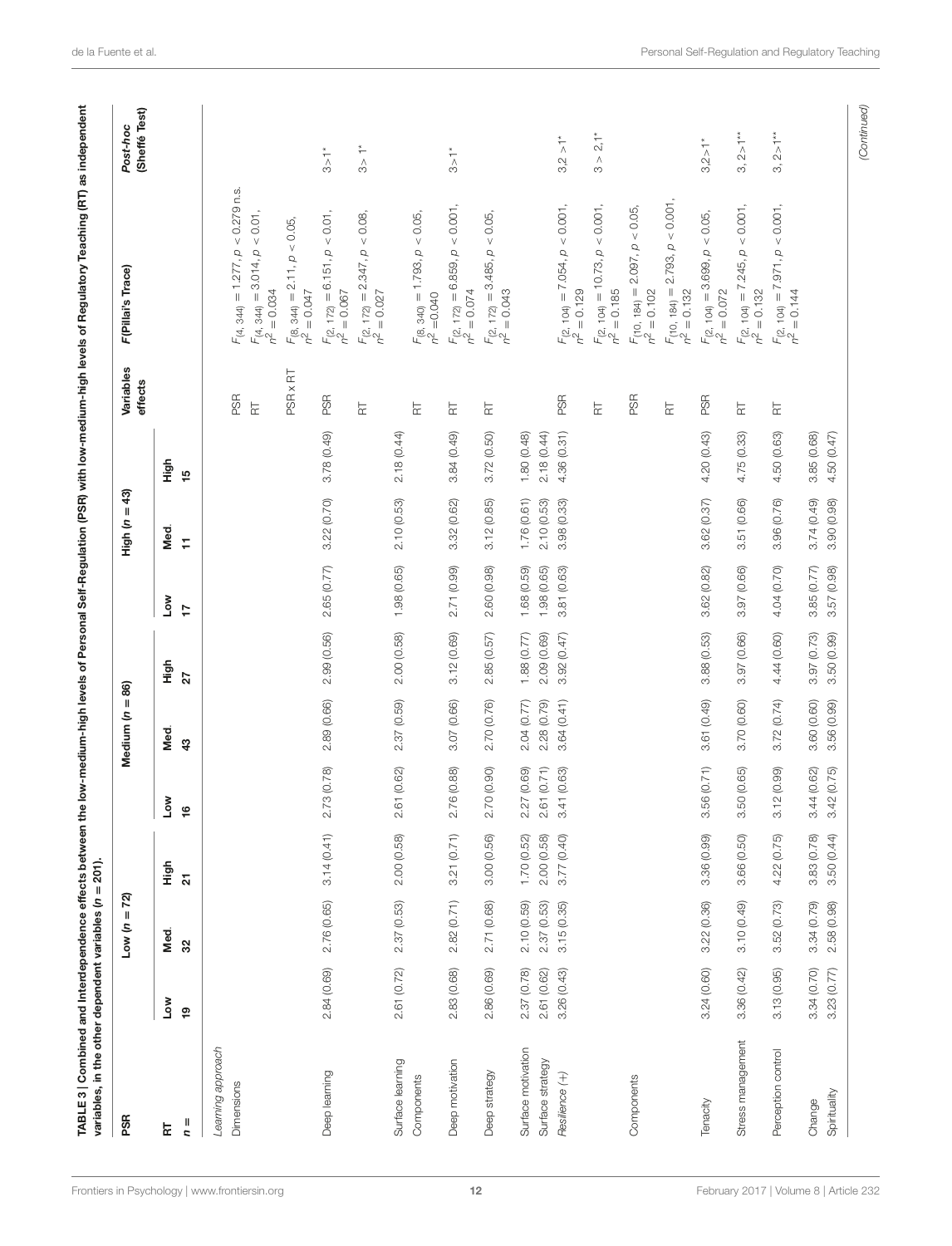**TABLE 3 | Combined and Interdependence effects between the low-medium-high levels of Personal Self-Regulation (PSR) with low-medium-high levels of Regulatory Teaching (RT) as independent variables, in the other dependent variables ($n = 201$).**

| PSR | Low ($n = 72$) | | | Medium ($n = 86$) | | | High ($n = 43$) | | | Variables effects | F(Pillai's Trace) | Post-hoc (Sheffé Test) |
|---|---|---|---|---|---|---|---|---|---|---|---|---|
| RT | Low | Med. | High | Low | Med. | High | Low | Med. | High | | | |
| $n =$ | 19 | 32 | 21 | 16 | 43 | 27 | 17 | 11 | 15 | | | |
| *Learning approach* | | | | | | | | | | | | |
| Dimensions | | | | | | | | | | PSR | $F_{(4, 344)} = 1.277$, $p < 0.279$ n.s. | |
| | | | | | | | | | | RT | $F_{(4, 344)} = 3.014$, $p < 0.01$, $\eta^2 = 0.034$ | |
| | | | | | | | | | | PSR x RT | $F_{(8, 344)} = 2.11$, $p < 0.05$, $\eta^2 = 0.047$ | |
| Deep learning | 2.84 (0.69) | 2.76 (0.65) | 3.14 (0.41) | 2.73 (0.78) | 2.89 (0.66) | 2.99 (0.56) | 2.65 (0.77) | 3.22 (0.70) | 3.78 (0.49) | PSR | $F_{(2, 172)} = 6.151$, $p < 0.01$, $\eta^2 = 0.067$ | 3>1* |
| | | | | | | | | | | RT | $F_{(2, 172)} = 2.347$, $p < 0.08$, $\eta^2 = 0.027$ | 3> 1* |
| Surface learning | 2.61 (0.72) | 2.37 (0.53) | 2.00 (0.58) | 2.61 (0.62) | 2.37 (0.59) | 2.00 (0.58) | 1.98 (0.65) | 2.10 (0.53) | 2.18 (0.44) | | | |
| Components | | | | | | | | | | RT | $F_{(8, 340)} = 1.793$, $p < 0.05$, $\eta^2 = 0.040$ | |
| Deep motivation | 2.83 (0.68) | 2.82 (0.71) | 3.21 (0.71) | 2.76 (0.88) | 3.07 (0.66) | 3.12 (0.69) | 2.71 (0.99) | 3.32 (0.62) | 3.84 (0.49) | RT | $F_{(2, 172)} = 6.859$, $p < 0.001$, $\eta^2 = 0.074$ | 3>1* |
| Deep strategy | 2.86 (0.69) | 2.71 (0.68) | 3.00 (0.56) | 2.70 (0.90) | 2.70 (0.76) | 2.85 (0.57) | 2.60 (0.98) | 3.12 (0.85) | 3.72 (0.50) | RT | $F_{(2, 172)} = 3.485$, $p < 0.05$, $\eta^2 = 0.043$ | |
| Surface motivation | 2.37 (0.78) | 2.10 (0.59) | 1.70 (0.52) | 2.27 (0.69) | 2.04 (0.77) | 1.88 (0.77) | 1.68 (0.59) | 1.76 (0.61) | 1.80 (0.48) | | | |
| Surface strategy | 2.61 (0.62) | 2.37 (0.53) | 2.00 (0.58) | 2.61 (0.71) | 2.28 (0.79) | 2.09 (0.69) | 1.98 (0.65) | 2.10 (0.53) | 2.18 (0.44) | | | |
| *Resilience (+)* | 3.26 (0.43) | 3.15 (0.35) | 3.77 (0.40) | 3.41 (0.63) | 3.64 (0.41) | 3.92 (0.47) | 3.81 (0.63) | 3.98 (0.33) | 4.36 (0.31) | PSR | $F_{(2, 104)} = 7.054$, $p < 0.001$, $\eta^2 = 0.129$ | 3,2 >1* |
| | | | | | | | | | | RT | $F_{(2, 104)} = 10.73$, $p < 0.001$, $\eta^2 = 0.185$ | 3 > 2,1* |
| Components | | | | | | | | | | PSR | $F_{(10, 184)} = 2.097$, $p < 0.05$, $\eta^2 = 0.102$ | |
| | | | | | | | | | | RT | $F_{(10, 184)} = 2.793$, $p < 0.001$, $\eta^2 = 0.132$ | |
| Tenacity | 3.24 (0.60) | 3.22 (0.36) | 3.36 (0.99) | 3.56 (0.71) | 3.61 (0.49) | 3.88 (0.53) | 3.62 (0.82) | 3.62 (0.37) | 4.20 (0.43) | PSR | $F_{(2, 104)} = 3.699$, $p < 0.05$, $\eta^2 = 0.072$ | 3,2>1* |
| Stress management | 3.36 (0.42) | 3.10 (0.49) | 3.66 (0.50) | 3.50 (0.65) | 3.70 (0.60) | 3.97 (0.66) | 3.97 (0.66) | 3.51 (0.66) | 4.75 (0.33) | RT | $F_{(2, 104)} = 7.245$, $p < 0.001$, $\eta^2 = 0.132$ | 3, 2>1** |
| Perception control | 3.13 (0.95) | 3.52 (0.73) | 4.22 (0.75) | 3.12 (0.99) | 3.72 (0.74) | 4.44 (0.60) | 4.04 (0.70) | 3.96 (0.76) | 4.50 (0.63) | RT | $F_{(2, 104)} = 7.971$, $p < 0.001$, $\eta^2 = 0.144$ | 3, 2>1** |
| Change | 3.34 (0.70) | 3.34 (0.79) | 3.83 (0.78) | 3.44 (0.62) | 3.60 (0.60) | 3.97 (0.73) | 3.85 (0.77) | 3.74 (0.49) | 3.85 (0.68) | | | |
| Spirituality | 3.23 (0.77) | 2.58 (0.98) | 3.50 (0.44) | 3.42 (0.75) | 3.56 (0.99) | 3.50 (0.99) | 3.57 (0.98) | 3.90 (0.98) | 4.50 (0.47) | | | |

*(Continued)*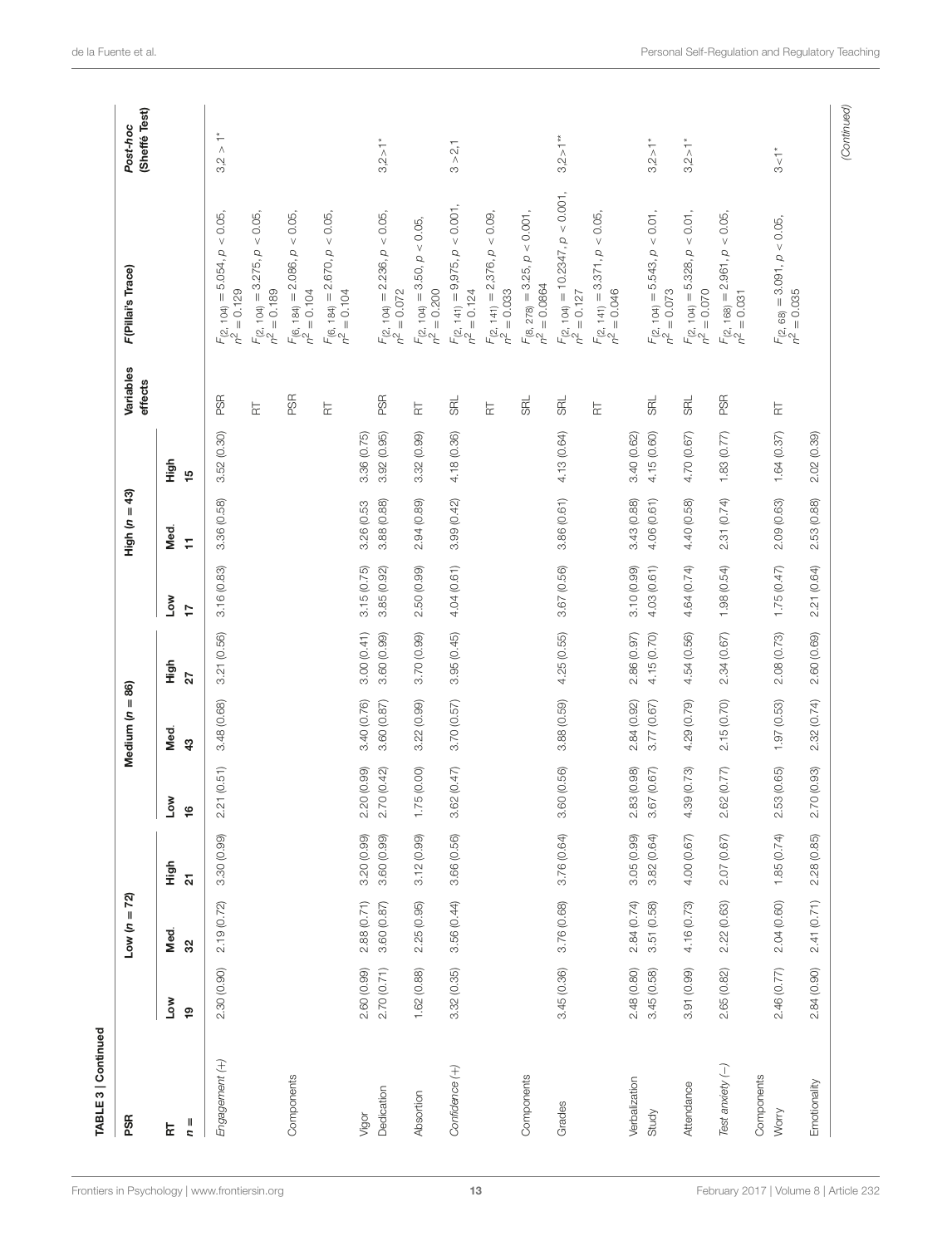**TABLE 3 | Continued**

| PSR | Low (n = 72) | | | Medium (n = 86) | | | High (n = 43) | | | Variables effects | F(Pillai's Trace) | Post-hoc (Sheffé Test) |
|---|---|---|---|---|---|---|---|---|---|---|---|---|
| RT | Low | Med. | High | Low | Med. | High | Low | Med. | High | | | |
| n = | 19 | 32 | 21 | 16 | 43 | 27 | 17 | 11 | 15 | | | |
| *Engagement (+)* | 2.30 (0.90) | 2.19 (0.72) | 3.30 (0.99) | 2.21 (0.51) | 3.48 (0.68) | 3.21 (0.56) | 3.16 (0.83) | 3.36 (0.58) | 3.52 (0.30) | PSR | $F_{(2, 104)} = 5.054, p < 0.05, \eta^2 = 0.129$ | 3,2 > 1* |
| | | | | | | | | | | RT | $F_{(2, 104)} = 3.275, p < 0.05, \eta^2 = 0.189$ | |
| Components | | | | | | | | | | PSR | $F_{(6, 184)} = 2.086, p < 0.05, \eta^2 = 0.104$ | |
| | | | | | | | | | | RT | $F_{(6, 184)} = 2.670, p < 0.05, \eta^2 = 0.104$ | |
| Vigor | 2.60 (0.99) | 2.88 (0.71) | 3.20 (0.99) | 2.20 (0.99) | 3.40 (0.76) | 3.00 (0.41) | 3.15 (0.75) | 3.26 (0.53 | 3.36 (0.75) | | | |
| Dedication | 2.70 (0.71) | 3.60 (0.87) | 3.60 (0.99) | 2.70 (0.42) | 3.60 (0.87) | 3.60 (0.99) | 3.85 (0.92) | 3.88 (0.88) | 3.92 (0.95) | PSR | $F_{(2, 104)} = 2.236, p < 0.05, \eta^2 = 0.072$ | 3,2>1* |
| Absortion | 1.62 (0.88) | 2.25 (0.95) | 3.12 (0.99) | 1.75 (0.00) | 3.22 (0.99) | 3.70 (0.99) | 2.50 (0.99) | 2.94 (0.89) | 3.32 (0.99) | RT | $F_{(2, 104)} = 3.50, p < 0.05, \eta^2 = 0.200$ | |
| *Confidence (+)* | 3.32 (0.35) | 3.56 (0.44) | 3.66 (0.56) | 3.62 (0.47) | 3.70 (0.57) | 3.95 (0.45) | 4.04 (0.61) | 3.99 (0.42) | 4.18 (0.36) | SRL | $F_{(2, 141)} = 9.975, p < 0.001, \eta^2 = 0.124$ | 3 >2,1 |
| | | | | | | | | | | RT | $F_{(2, 141)} = 2,376, p < 0.09, \eta^2 = 0.033$ | |
| Components | | | | | | | | | | SRL | $F_{(8, 278)} = 3.25, p < 0.001, \eta^2 = 0.0864$ | |
| Grades | 3.45 (0.36) | 3.76 (0.68) | 3.76 (0.64) | 3.60 (0.56) | 3.88 (0.59) | 4.25 (0.55) | 3.67 (0.56) | 3.86 (0.61) | 4.13 (0.64) | SRL | $F_{(2, 104)} = 10.2347, p < 0.001, \eta^2 = 0.127$ | 3,2>1** |
| | | | | | | | | | | RT | $F_{(2, 141)} = 3.371, p < 0.05, \eta^2 = 0.046$ | |
| Verbalization | 2.48 (0.80) | 2.84 (0.74) | 3.05 (0.99) | 2.83 (0.98) | 2.84 (0.92) | 2.86 (0.97) | 3.10 (0.99) | 3.43 (0.88) | 3.40 (0.62) | | | |
| Study | 3.45 (0.58) | 3.51 (0.58) | 3.82 (0.64) | 3.67 (0.67) | 3.77 (0.67) | 4.15 (0.70) | 4.03 (0.61) | 4.06 (0.61) | 4.15 (0.60) | SRL | $F_{(2, 104)} = 5.543, p < 0.01, \eta^2 = 0.073$ | 3,2>1* |
| Attendance | 3.91 (0.99) | 4.16 (0.73) | 4.00 (0.67) | 4.39 (0.73) | 4.29 (0.79) | 4.54 (0.56) | 4.64 (0.74) | 4.40 (0.58) | 4.70 (0.67) | SRL | $F_{(2, 104)} = 5.328, p < 0.01, \eta^2 = 0.070$ | 3,2>1* |
| *Test anxiety (–)* | 2.65 (0.82) | 2.22 (0.63) | 2.07 (0.67) | 2.62 (0.77) | 2.15 (0.70) | 2.34 (0.67) | 1.98 (0.54) | 2.31 (0.74) | 1.83 (0.77) | PSR | $F_{(2, 168)} = 2.961, p < 0.05, \eta^2 = 0.031$ | |
| Components | | | | | | | | | | | | |
| Worry | 2.46 (0.77) | 2.04 (0.60) | 1.85 (0.74) | 2.53 (0.65) | 1.97 (0.53) | 2.08 (0.73) | 1.75 (0.47) | 2.09 (0.63) | 1.64 (0.37) | RT | $F_{(2, 68)} = 3.091, p < 0.05, \eta^2 = 0.035$ | 3<1* |
| Emotionality | 2.84 (0.90) | 2.41 (0.71) | 2.28 (0.85) | 2.70 (0.93) | 2.32 (0.74) | 2.60 (0.69) | 2.21 (0.64) | 2.53 (0.88) | 2.02 (0.39) | | | |

*(Continued)*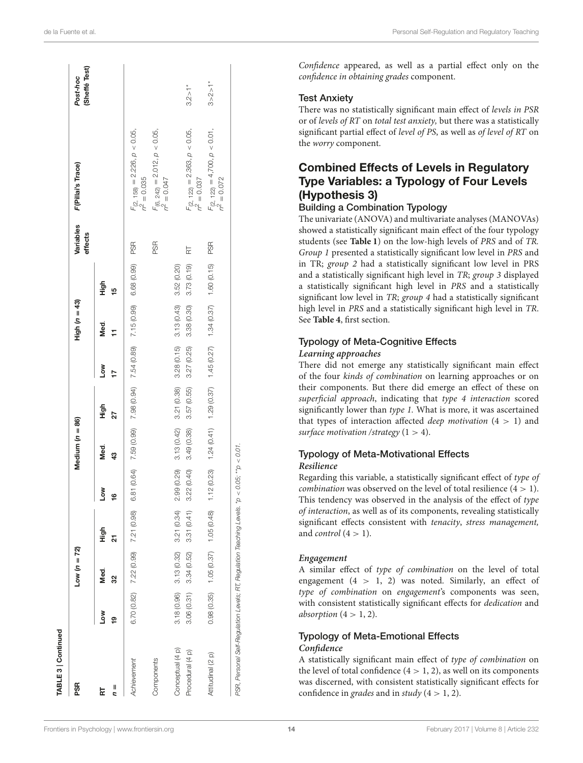**TABLE 3 | Continued**

| PSR | Low ($n = 72$) | | | Medium ($n = 86$) | | | High ($n = 43$) | | | Variables effects | F(Pillai's Trace) | Post-hoc (Sheffé Test) |
|---|---|---|---|---|---|---|---|---|---|---|---|---|
| RT | Low | Med. | High | Low | Med. | High | Low | Med. | High | | | |
| $n =$ | 19 | 32 | 21 | 16 | 43 | 27 | 17 | 11 | 15 | | | |
| *Achievement* | 6.70 (0.82) | 7.22 (0.99) | 7.21 (0.98) | 6.81 (0.64) | 7.59 (0.99) | 7.98 (0.94) | 7.54 (0.89) | 7.15 (0.99) | 6.68 (0.99) | PSR | $F_{(2, 158)} = 2.226$, $p < 0.05$, $\eta^2 = 0.035$ | |
| Components | | | | | | | | | | PSR | $F_{(6, 242)} = 2.012$, $p < 0.05$, $\eta^2 = 0.047$ | |
| Conceptual (4 p) | 3.18 (0.96) | 3.13 (0.32) | 3.21 (0.34) | 2.99 (0.29) | 3.13 (0.42) | 3.21 (0.38) | 3.28 (0.15) | 3.13 (0.43) | 3.52 (0.20) | | | |
| Procedural (4 p) | 3.06 (0.31) | 3.34 (0.52) | 3.31 (0.41) | 3.22 (0.40) | 3.49 (0.38) | 3.57 (0.55) | 3.27 (0.25) | 3.38 (0.30) | 3.73 (0.19) | RT | $F_{(2, 122)} = 2.363$, $p < 0.05$, $\eta^2 = 0.037$ | 3,2 > 1* |
| Attitudinal (2 p) | 0.98 (0.35) | 1.05 (0.37) | 1.05 (0.48) | 1.12 (0.23) | 1.24 (0.41) | 1.29 (0.37) | 1.45 (0.27) | 1.34 (0.37) | 1.60 (0.15) | PSR | $F_{(2, 122)} = 4{,}700$, $p < 0.01$, $\eta^2 = 0.072$ | 3 > 2 > 1* |

*PSR, Personal Self-Regulation Levels; RT, Regulation Teaching Levels.* $^*p < 0.05$; $^{**}p < 0.01$.

*Confidence* appeared, as well as a partial effect only on the *confidence in obtaining grades* component.

### Test Anxiety

There was no statistically significant main effect of *levels in PSR* or of *levels of RT* on *total test anxiety,* but there was a statistically significant partial effect of *level of PS*, as well as *of level of RT* on the *worry* component.

## Combined Effects of Levels in Regulatory Type Variables: a Typology of Four Levels (Hypothesis 3)

### Building a Combination Typology

The univariate (ANOVA) and multivariate analyses (MANOVAs) showed a statistically significant main effect of the four typology students (see **Table 1**) on the low-high levels of *PRS* and of *TR. Group 1* presented a statistically significant low level in *PRS* and in TR; *group 2* had a statistically significant low level in PRS and a statistically significant high level in *TR*; *group 3* displayed a statistically significant high level in *PRS* and a statistically significant low level in *TR*; *group 4* had a statistically significant high level in *PRS* and a statistically significant high level in *TR*. See **Table 4**, first section.

### Typology of Meta-Cognitive Effects

#### *Learning approaches*

There did not emerge any statistically significant main effect of the four *kinds of combination* on learning approaches or on their components. But there did emerge an effect of these on *superficial approach*, indicating that *type 4 interaction* scored significantly lower than *type 1.* What is more, it was ascertained that types of interaction affected *deep motivation* ($4 > 1$) and *surface motivation /strategy* ($1 > 4$).

### Typology of Meta-Motivational Effects

#### *Resilience*

Regarding this variable, a statistically significant effect of *type of combination* was observed on the level of total resilience ($4 > 1$). This tendency was observed in the analysis of the effect of *type of interaction*, as well as of its components, revealing statistically significant effects consistent with *tenacity*, *stress management,* and *control* ($4 > 1$).

#### *Engagement*

A similar effect of *type of combination* on the level of total engagement ($4 > 1, 2$) was noted. Similarly, an effect of *type of combination* on *engagement*'s components was seen, with consistent statistically significant effects for *dedication* and *absorption* ($4 > 1, 2$).

### Typology of Meta-Emotional Effects

#### *Confidence*

A statistically significant main effect of *type of combination* on the level of total confidence ($4 > 1, 2$), as well on its components was discerned, with consistent statistically significant effects for confidence in *grades* and in *study* ($4 > 1, 2$).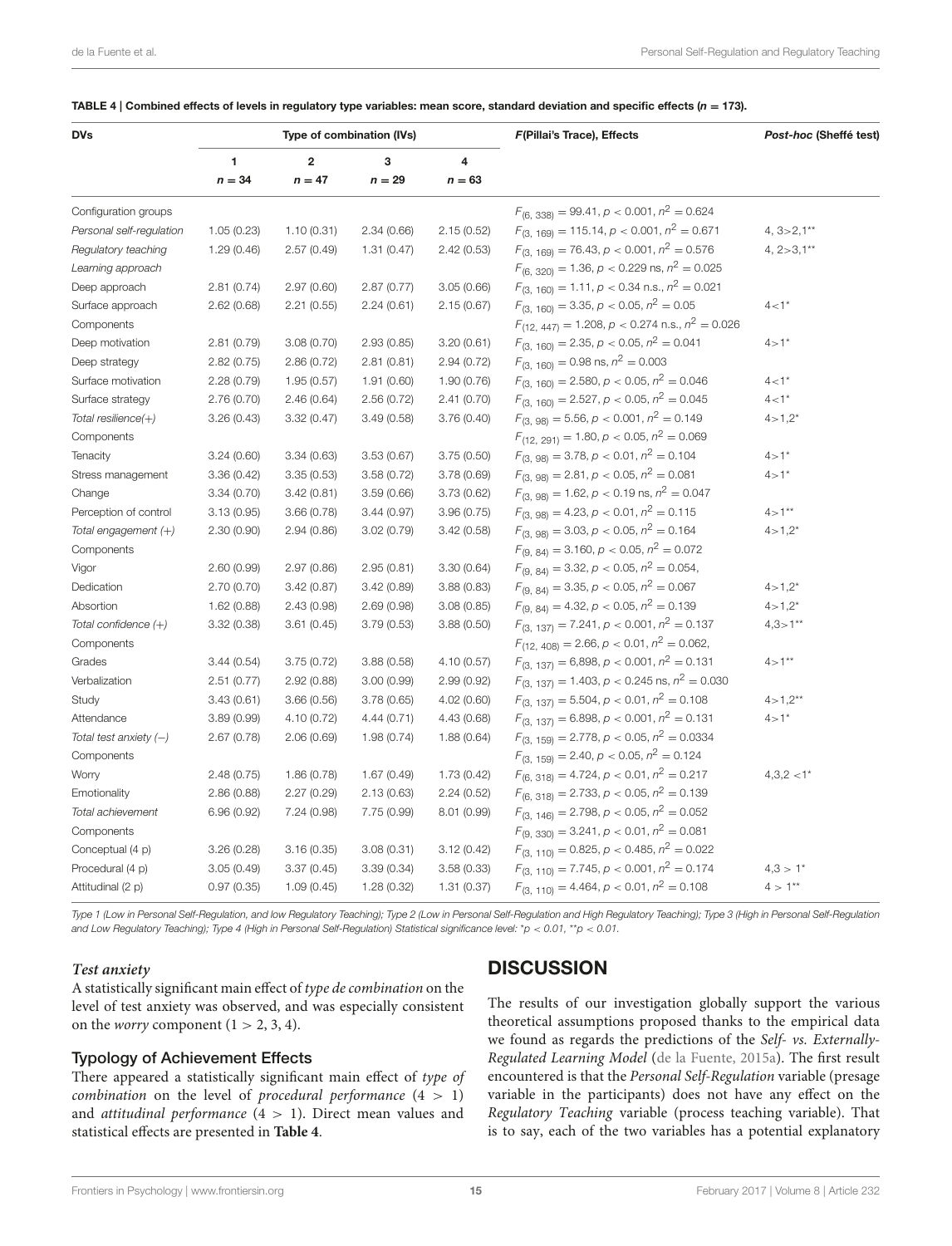**TABLE 4 | Combined effects of levels in regulatory type variables: mean score, standard deviation and specific effects ($n = 173$).**

| DVs | Type of combination (IVs) | | | | F(Pillai's Trace), Effects | *Post-hoc* (Sheffé test) |
|---|---|---|---|---|---|---|
| | 1 | 2 | 3 | 4 | | |
| | $n = 34$ | $n = 47$ | $n = 29$ | $n = 63$ | | |
| Configuration groups | | | | | $F_{(6, 338)} = 99.41$, $p < 0.001$, $n^2 = 0.624$ | |
| *Personal self-regulation* | 1.05 (0.23) | 1.10 (0.31) | 2.34 (0.66) | 2.15 (0.52) | $F_{(3, 169)} = 115.14$, $p < 0.001$, $n^2 = 0.671$ | 4, 3>2,1** |
| *Regulatory teaching* | 1.29 (0.46) | 2.57 (0.49) | 1.31 (0.47) | 2.42 (0.53) | $F_{(3, 169)} = 76.43$, $p < 0.001$, $n^2 = 0.576$ | 4, 2>3,1** |
| *Learning approach* | | | | | $F_{(6, 320)} = 1.36$, $p < 0.229$ ns, $n^2 = 0.025$ | |
| Deep approach | 2.81 (0.74) | 2.97 (0.60) | 2.87 (0.77) | 3.05 (0.66) | $F_{(3, 160)} = 1.11$, $p < 0.34$ n.s., $n^2 = 0.021$ | |
| Surface approach | 2.62 (0.68) | 2.21 (0.55) | 2.24 (0.61) | 2.15 (0.67) | $F_{(3, 160)} = 3.35$, $p < 0.05$, $n^2 = 0.05$ | 4<1* |
| Components | | | | | $F_{(12, 447)} = 1.208$, $p < 0.274$ n.s., $n^2 = 0.026$ | |
| Deep motivation | 2.81 (0.79) | 3.08 (0.70) | 2.93 (0.85) | 3.20 (0.61) | $F_{(3, 160)} = 2.35$, $p < 0.05$, $n^2 = 0.041$ | 4>1* |
| Deep strategy | 2.82 (0.75) | 2.86 (0.72) | 2.81 (0.81) | 2.94 (0.72) | $F_{(3, 160)} = 0.98$ ns, $n^2 = 0.003$ | |
| Surface motivation | 2.28 (0.79) | 1.95 (0.57) | 1.91 (0.60) | 1.90 (0.76) | $F_{(3, 160)} = 2.580$, $p < 0.05$, $n^2 = 0.046$ | 4<1* |
| Surface strategy | 2.76 (0.70) | 2.46 (0.64) | 2.56 (0.72) | 2.41 (0.70) | $F_{(3, 160)} = 2.527$, $p < 0.05$, $n^2 = 0.045$ | 4<1* |
| *Total resilience(+)* | 3.26 (0.43) | 3.32 (0.47) | 3.49 (0.58) | 3.76 (0.40) | $F_{(3, 98)} = 5.56$, $p < 0.001$, $n^2 = 0.149$ | 4>1,2* |
| Components | | | | | $F_{(12, 291)} = 1.80$, $p < 0.05$, $n^2 = 0.069$ | |
| Tenacity | 3.24 (0.60) | 3.34 (0.63) | 3.53 (0.67) | 3.75 (0.50) | $F_{(3, 98)} = 3.78$, $p < 0.01$, $n^2 = 0.104$ | 4>1* |
| Stress management | 3.36 (0.42) | 3.35 (0.53) | 3.58 (0.72) | 3.78 (0.69) | $F_{(3, 98)} = 2.81$, $p < 0.05$, $n^2 = 0.081$ | 4>1* |
| Change | 3.34 (0.70) | 3.42 (0.81) | 3.59 (0.66) | 3.73 (0.62) | $F_{(3, 98)} = 1.62$, $p < 0.19$ ns, $n^2 = 0.047$ | |
| Perception of control | 3.13 (0.95) | 3.66 (0.78) | 3.44 (0.97) | 3.96 (0.75) | $F_{(3, 98)} = 4.23$, $p < 0.01$, $n^2 = 0.115$ | 4>1** |
| *Total engagement (+)* | 2.30 (0.90) | 2.94 (0.86) | 3.02 (0.79) | 3.42 (0.58) | $F_{(3, 98)} = 3.03$, $p < 0.05$, $n^2 = 0.164$ | 4>1,2* |
| Components | | | | | $F_{(9, 84)} = 3.160$, $p < 0.05$, $n^2 = 0.072$ | |
| Vigor | 2.60 (0.99) | 2.97 (0.86) | 2.95 (0.81) | 3.30 (0.64) | $F_{(9, 84)} = 3.32$, $p < 0.05$, $n^2 = 0.054$, | |
| Dedication | 2.70 (0.70) | 3.42 (0.87) | 3.42 (0.89) | 3.88 (0.83) | $F_{(9, 84)} = 3.35$, $p < 0.05$, $n^2 = 0.067$ | 4>1,2* |
| Absortion | 1.62 (0.88) | 2.43 (0.98) | 2.69 (0.98) | 3.08 (0.85) | $F_{(9, 84)} = 4.32$, $p < 0.05$, $n^2 = 0.139$ | 4>1,2* |
| *Total confidence (+)* | 3.32 (0.38) | 3.61 (0.45) | 3.79 (0.53) | 3.88 (0.50) | $F_{(3, 137)} = 7.241$, $p < 0.001$, $n^2 = 0.137$ | 4,3>1** |
| Components | | | | | $F_{(12, 408)} = 2.66$, $p < 0.01$, $n^2 = 0.062$, | |
| Grades | 3.44 (0.54) | 3.75 (0.72) | 3.88 (0.58) | 4.10 (0.57) | $F_{(3, 137)} = 6{,}898$, $p < 0.001$, $n^2 = 0.131$ | 4>1** |
| Verbalization | 2.51 (0.77) | 2.92 (0.88) | 3.00 (0.99) | 2.99 (0.92) | $F_{(3, 137)} = 1.403$, $p < 0.245$ ns, $n^2 = 0.030$ | |
| Study | 3.43 (0.61) | 3.66 (0.56) | 3.78 (0.65) | 4.02 (0.60) | $F_{(3, 137)} = 5.504$, $p < 0.01$, $n^2 = 0.108$ | 4>1,2** |
| Attendance | 3.89 (0.99) | 4.10 (0.72) | 4.44 (0.71) | 4.43 (0.68) | $F_{(3, 137)} = 6.898$, $p < 0.001$, $n^2 = 0.131$ | 4>1* |
| *Total test anxiety (−)* | 2.67 (0.78) | 2.06 (0.69) | 1.98 (0.74) | 1.88 (0.64) | $F_{(3, 159)} = 2.778$, $p < 0.05$, $n^2 = 0.0334$ | |
| Components | | | | | $F_{(3, 159)} = 2.40$, $p < 0.05$, $n^2 = 0.124$ | |
| Worry | 2.48 (0.75) | 1.86 (0.78) | 1.67 (0.49) | 1.73 (0.42) | $F_{(6, 318)} = 4.724$, $p < 0.01$, $n^2 = 0.217$ | 4,3,2 <1* |
| Emotionality | 2.86 (0.88) | 2.27 (0.29) | 2.13 (0.63) | 2.24 (0.52) | $F_{(6, 318)} = 2.733$, $p < 0.05$, $n^2 = 0.139$ | |
| *Total achievement* | 6.96 (0.92) | 7.24 (0.98) | 7.75 (0.99) | 8.01 (0.99) | $F_{(3, 146)} = 2.798$, $p < 0.05$, $n^2 = 0.052$ | |
| Components | | | | | $F_{(9, 330)} = 3.241$, $p < 0.01$, $n^2 = 0.081$ | |
| Conceptual (4 p) | 3.26 (0.28) | 3.16 (0.35) | 3.08 (0.31) | 3.12 (0.42) | $F_{(3, 110)} = 0.825$, $p < 0.485$, $n^2 = 0.022$ | |
| Procedural (4 p) | 3.05 (0.49) | 3.37 (0.45) | 3.39 (0.34) | 3.58 (0.33) | $F_{(3, 110)} = 7.745$, $p < 0.001$, $n^2 = 0.174$ | 4,3 > 1* |
| Attitudinal (2 p) | 0.97 (0.35) | 1.09 (0.45) | 1.28 (0.32) | 1.31 (0.37) | $F_{(3, 110)} = 4.464$, $p < 0.01$, $n^2 = 0.108$ | 4 > 1** |

*Type 1 (Low in Personal Self-Regulation, and low Regulatory Teaching); Type 2 (Low in Personal Self-Regulation and High Regulatory Teaching); Type 3 (High in Personal Self-Regulation and Low Regulatory Teaching); Type 4 (High in Personal Self-Regulation) Statistical significance level: \*p < 0.01, \*\*p < 0.01.*

#### *Test anxiety*

A statistically significant main effect of *type de combination* on the level of test anxiety was observed, and was especially consistent on the *worry* component (1 > 2, 3, 4).

### Typology of Achievement Effects

There appeared a statistically significant main effect of *type of combination* on the level of *procedural performance* (4 > 1) and *attitudinal performance* (4 > 1). Direct mean values and statistical effects are presented in **Table 4**.

## DISCUSSION

The results of our investigation globally support the various theoretical assumptions proposed thanks to the empirical data we found as regards the predictions of the *Self- vs. Externally-Regulated Learning Model* (de la Fuente, 2015a). The first result encountered is that the *Personal Self-Regulation* variable (presage variable in the participants) does not have any effect on the *Regulatory Teaching* variable (process teaching variable). That is to say, each of the two variables has a potential explanatory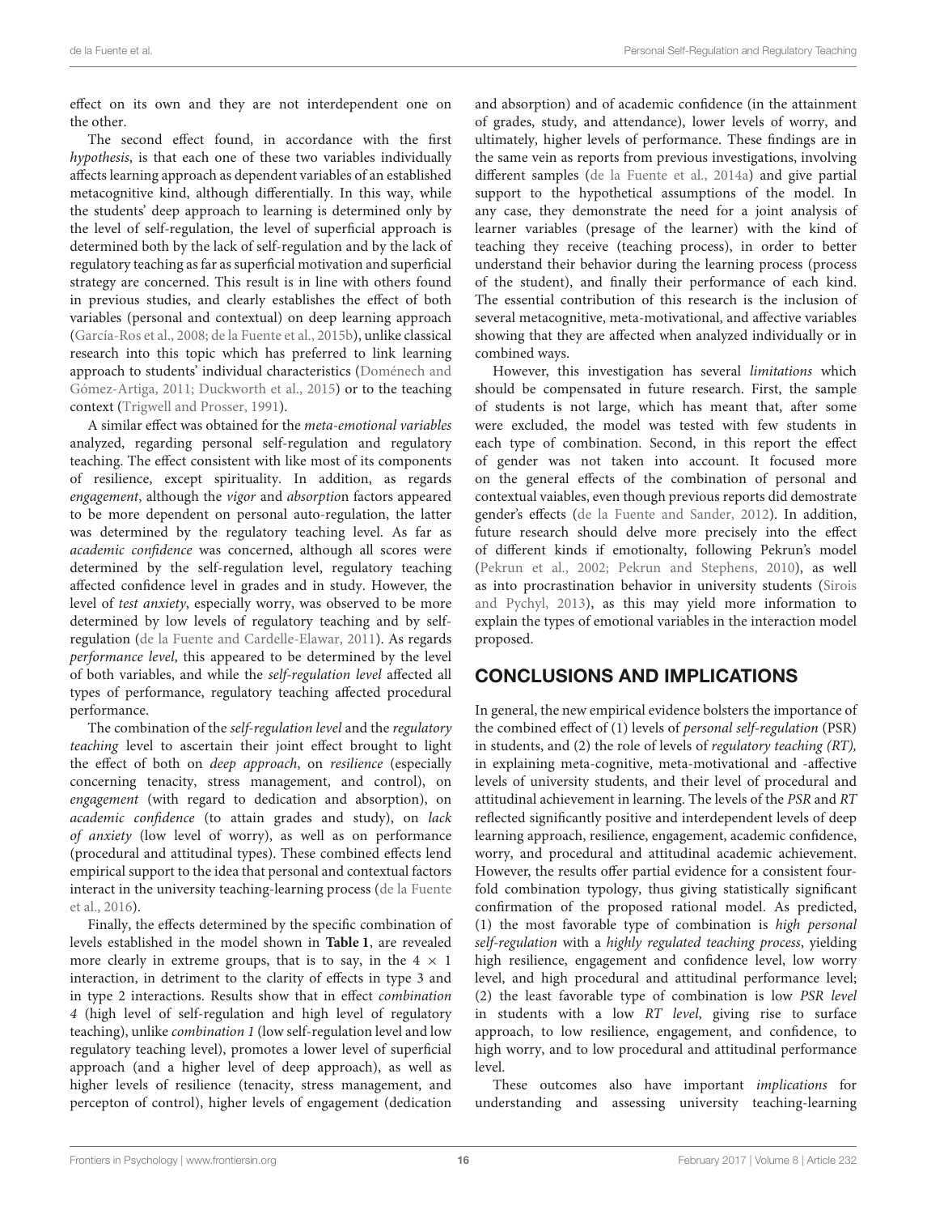effect on its own and they are not interdependent one on the other.

The second effect found, in accordance with the first *hypothesis*, is that each one of these two variables individually affects learning approach as dependent variables of an established metacognitive kind, although differentially. In this way, while the students' deep approach to learning is determined only by the level of self-regulation, the level of superficial approach is determined both by the lack of self-regulation and by the lack of regulatory teaching as far as superficial motivation and superficial strategy are concerned. This result is in line with others found in previous studies, and clearly establishes the effect of both variables (personal and contextual) on deep learning approach (García-Ros et al., 2008; de la Fuente et al., 2015b), unlike classical research into this topic which has preferred to link learning approach to students' individual characteristics (Doménech and Gómez-Artiga, 2011; Duckworth et al., 2015) or to the teaching context (Trigwell and Prosser, 1991).

A similar effect was obtained for the *meta-emotional variables* analyzed, regarding personal self-regulation and regulatory teaching. The effect consistent with like most of its components of resilience, except spirituality. In addition, as regards *engagement*, although the *vigor* and *absorptio*n factors appeared to be more dependent on personal auto-regulation, the latter was determined by the regulatory teaching level. As far as *academic confidence* was concerned, although all scores were determined by the self-regulation level, regulatory teaching affected confidence level in grades and in study. However, the level of *test anxiety*, especially worry, was observed to be more determined by low levels of regulatory teaching and by self-regulation (de la Fuente and Cardelle-Elawar, 2011). As regards *performance level*, this appeared to be determined by the level of both variables, and while the *self-regulation level* affected all types of performance, regulatory teaching affected procedural performance.

The combination of the *self-regulation level* and the *regulatory teaching* level to ascertain their joint effect brought to light the effect of both on *deep approach*, on *resilience* (especially concerning tenacity, stress management, and control), on *engagement* (with regard to dedication and absorption), on *academic confidence* (to attain grades and study), on *lack of anxiety* (low level of worry), as well as on performance (procedural and attitudinal types). These combined effects lend empirical support to the idea that personal and contextual factors interact in the university teaching-learning process (de la Fuente et al., 2016).

Finally, the effects determined by the specific combination of levels established in the model shown in **Table 1**, are revealed more clearly in extreme groups, that is to say, in the 4 × 1 interaction, in detriment to the clarity of effects in type 3 and in type 2 interactions. Results show that in effect *combination 4* (high level of self-regulation and high level of regulatory teaching), unlike *combination 1* (low self-regulation level and low regulatory teaching level), promotes a lower level of superficial approach (and a higher level of deep approach), as well as higher levels of resilience (tenacity, stress management, and percepton of control), higher levels of engagement (dedication and absorption) and of academic confidence (in the attainment of grades, study, and attendance), lower levels of worry, and ultimately, higher levels of performance. These findings are in the same vein as reports from previous investigations, involving different samples (de la Fuente et al., 2014a) and give partial support to the hypothetical assumptions of the model. In any case, they demonstrate the need for a joint analysis of learner variables (presage of the learner) with the kind of teaching they receive (teaching process), in order to better understand their behavior during the learning process (process of the student), and finally their performance of each kind. The essential contribution of this research is the inclusion of several metacognitive, meta-motivational, and affective variables showing that they are affected when analyzed individually or in combined ways.

However, this investigation has several *limitations* which should be compensated in future research. First, the sample of students is not large, which has meant that, after some were excluded, the model was tested with few students in each type of combination. Second, in this report the effect of gender was not taken into account. It focused more on the general effects of the combination of personal and contextual vaiables, even though previous reports did demostrate gender's effects (de la Fuente and Sander, 2012). In addition, future research should delve more precisely into the effect of different kinds if emotionalty, following Pekrun's model (Pekrun et al., 2002; Pekrun and Stephens, 2010), as well as into procrastination behavior in university students (Sirois and Pychyl, 2013), as this may yield more information to explain the types of emotional variables in the interaction model proposed.

## CONCLUSIONS AND IMPLICATIONS

In general, the new empirical evidence bolsters the importance of the combined effect of (1) levels of *personal self-regulation* (PSR) in students, and (2) the role of levels of *regulatory teaching (RT),* in explaining meta-cognitive, meta-motivational and -affective levels of university students, and their level of procedural and attitudinal achievement in learning. The levels of the *PSR* and *RT* reflected significantly positive and interdependent levels of deep learning approach, resilience, engagement, academic confidence, worry, and procedural and attitudinal academic achievement. However, the results offer partial evidence for a consistent four-fold combination typology, thus giving statistically significant confirmation of the proposed rational model. As predicted, (1) the most favorable type of combination is *high personal self-regulation* with a *highly regulated teaching process*, yielding high resilience, engagement and confidence level, low worry level, and high procedural and attitudinal performance level; (2) the least favorable type of combination is low *PSR level* in students with a low *RT level*, giving rise to surface approach, to low resilience, engagement, and confidence, to high worry, and to low procedural and attitudinal performance level.

These outcomes also have important *implications* for understanding and assessing university teaching-learning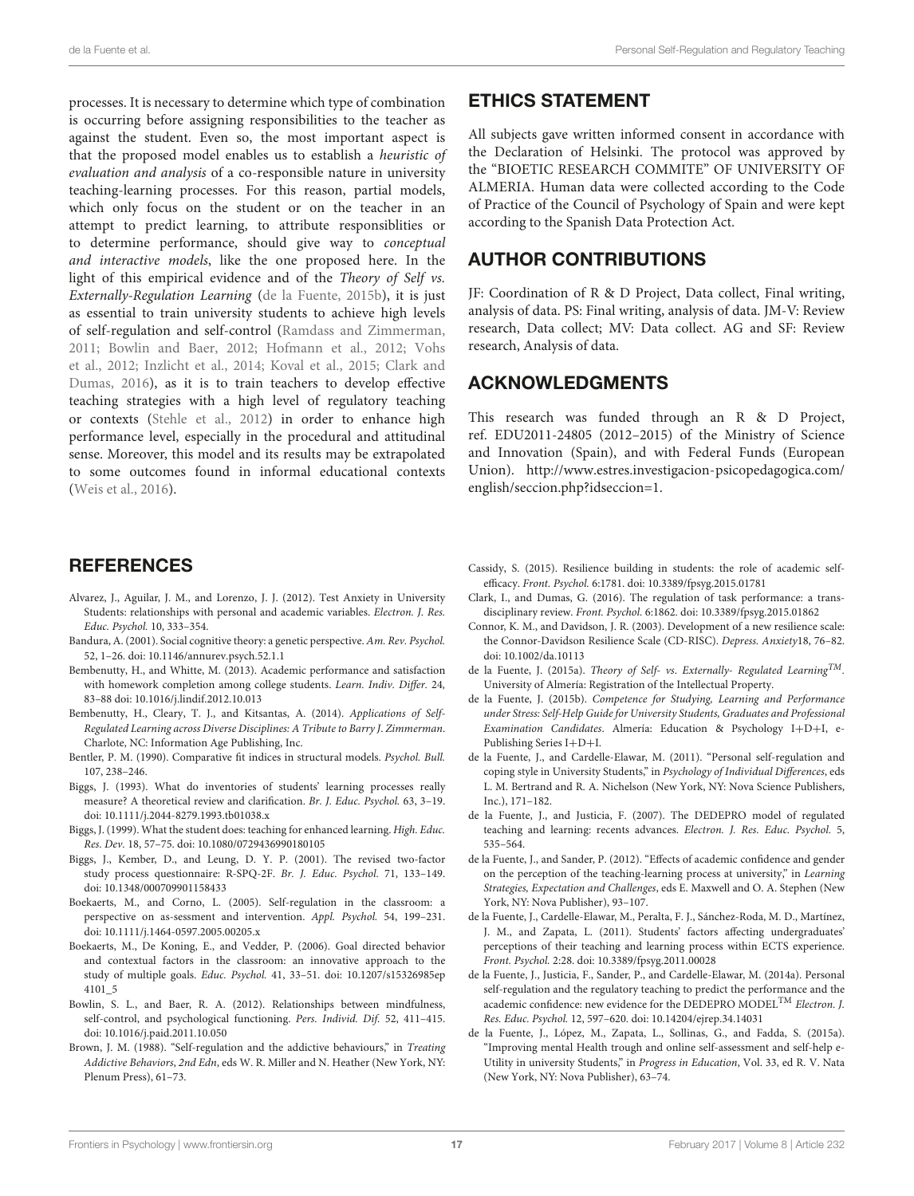processes. It is necessary to determine which type of combination is occurring before assigning responsibilities to the teacher as against the student. Even so, the most important aspect is that the proposed model enables us to establish a *heuristic of evaluation and analysis* of a co-responsible nature in university teaching-learning processes. For this reason, partial models, which only focus on the student or on the teacher in an attempt to predict learning, to attribute responsiblities or to determine performance, should give way to *conceptual and interactive models*, like the one proposed here. In the light of this empirical evidence and of the *Theory of Self vs. Externally-Regulation Learning* (de la Fuente, 2015b), it is just as essential to train university students to achieve high levels of self-regulation and self-control (Ramdass and Zimmerman, 2011; Bowlin and Baer, 2012; Hofmann et al., 2012; Vohs et al., 2012; Inzlicht et al., 2014; Koval et al., 2015; Clark and Dumas, 2016), as it is to train teachers to develop effective teaching strategies with a high level of regulatory teaching or contexts (Stehle et al., 2012) in order to enhance high performance level, especially in the procedural and attitudinal sense. Moreover, this model and its results may be extrapolated to some outcomes found in informal educational contexts (Weis et al., 2016).

## ETHICS STATEMENT

All subjects gave written informed consent in accordance with the Declaration of Helsinki. The protocol was approved by the "BIOETIC RESEARCH COMMITE" OF UNIVERSITY OF ALMERIA. Human data were collected according to the Code of Practice of the Council of Psychology of Spain and were kept according to the Spanish Data Protection Act.

## AUTHOR CONTRIBUTIONS

JF: Coordination of R & D Project, Data collect, Final writing, analysis of data. PS: Final writing, analysis of data. JM-V: Review research, Data collect; MV: Data collect. AG and SF: Review research, Analysis of data.

## ACKNOWLEDGMENTS

This research was funded through an R & D Project, ref. EDU2011-24805 (2012–2015) of the Ministry of Science and Innovation (Spain), and with Federal Funds (European Union). http://www.estres.investigacion-psicopedagogica.com/english/seccion.php?idseccion=1.

## REFERENCES

Alvarez, J., Aguilar, J. M., and Lorenzo, J. J. (2012). Test Anxiety in University Students: relationships with personal and academic variables. *Electron. J. Res. Educ. Psychol.* 10, 333–354.

Bandura, A. (2001). Social cognitive theory: a genetic perspective. *Am. Rev. Psychol.* 52, 1–26. doi: 10.1146/annurev.psych.52.1.1

Bembenutty, H., and Whitte, M. (2013). Academic performance and satisfaction with homework completion among college students. *Learn. Indiv. Differ.* 24, 83–88 doi: 10.1016/j.lindif.2012.10.013

Bembenutty, H., Cleary, T. J., and Kitsantas, A. (2014). *Applications of Self-Regulated Learning across Diverse Disciplines: A Tribute to Barry J. Zimmerman*. Charlote, NC: Information Age Publishing, Inc.

Bentler, P. M. (1990). Comparative fit indices in structural models. *Psychol. Bull.* 107, 238–246.

Biggs, J. (1993). What do inventories of students' learning processes really measure? A theoretical review and clarification. *Br. J. Educ. Psychol.* 63, 3–19. doi: 10.1111/j.2044-8279.1993.tb01038.x

Biggs, J. (1999). What the student does: teaching for enhanced learning. *High. Educ. Res. Dev.* 18, 57–75. doi: 10.1080/0729436990180105

Biggs, J., Kember, D., and Leung, D. Y. P. (2001). The revised two-factor study process questionnaire: R-SPQ-2F. *Br. J. Educ. Psychol.* 71, 133–149. doi: 10.1348/000709901158433

Boekaerts, M., and Corno, L. (2005). Self-regulation in the classroom: a perspective on as-sessment and intervention. *Appl. Psychol.* 54, 199–231. doi: 10.1111/j.1464-0597.2005.00205.x

Boekaerts, M., De Koning, E., and Vedder, P. (2006). Goal directed behavior and contextual factors in the classroom: an innovative approach to the study of multiple goals. *Educ. Psychol.* 41, 33–51. doi: 10.1207/s15326985ep4101_5

Bowlin, S. L., and Baer, R. A. (2012). Relationships between mindfulness, self-control, and psychological functioning. *Pers. Individ. Dif.* 52, 411–415. doi: 10.1016/j.paid.2011.10.050

Brown, J. M. (1988). "Self-regulation and the addictive behaviours," in *Treating Addictive Behaviors, 2nd Edn*, eds W. R. Miller and N. Heather (New York, NY: Plenum Press), 61–73.

Cassidy, S. (2015). Resilience building in students: the role of academic self-efficacy. *Front. Psychol.* 6:1781. doi: 10.3389/fpsyg.2015.01781

Clark, I., and Dumas, G. (2016). The regulation of task performance: a trans-disciplinary review. *Front. Psychol.* 6:1862. doi: 10.3389/fpsyg.2015.01862

Connor, K. M., and Davidson, J. R. (2003). Development of a new resilience scale: the Connor-Davidson Resilience Scale (CD-RISC). *Depress. Anxiety*18, 76–82. doi: 10.1002/da.10113

de la Fuente, J. (2015a). *Theory of Self- vs. Externally- Regulated Learning*$^{TM}$. University of Almería: Registration of the Intellectual Property.

de la Fuente, J. (2015b). *Competence for Studying, Learning and Performance under Stress: Self-Help Guide for University Students, Graduates and Professional Examination Candidates*. Almería: Education & Psychology I+D+I, e-Publishing Series I+D+I.

de la Fuente, J., and Cardelle-Elawar, M. (2011). "Personal self-regulation and coping style in University Students," in *Psychology of Individual Differences*, eds L. M. Bertrand and R. A. Nichelson (New York, NY: Nova Science Publishers, Inc.), 171–182.

de la Fuente, J., and Justicia, F. (2007). The DEDEPRO model of regulated teaching and learning: recents advances. *Electron. J. Res. Educ. Psychol.* 5, 535–564.

de la Fuente, J., and Sander, P. (2012). "Effects of academic confidence and gender on the perception of the teaching-learning process at university," in *Learning Strategies, Expectation and Challenges*, eds E. Maxwell and O. A. Stephen (New York, NY: Nova Publisher), 93–107.

de la Fuente, J., Cardelle-Elawar, M., Peralta, F. J., Sánchez-Roda, M. D., Martínez, J. M., and Zapata, L. (2011). Students' factors affecting undergraduates' perceptions of their teaching and learning process within ECTS experience. *Front. Psychol.* 2:28. doi: 10.3389/fpsyg.2011.00028

de la Fuente, J., Justicia, F., Sander, P., and Cardelle-Elawar, M. (2014a). Personal self-regulation and the regulatory teaching to predict the performance and the academic confidence: new evidence for the DEDEPRO MODEL$^{TM}$ *Electron. J. Res. Educ. Psychol.* 12, 597–620. doi: 10.14204/ejrep.34.14031

de la Fuente, J., López, M., Zapata, L., Sollinas, G., and Fadda, S. (2015a). "Improving mental Health trough and online self-assessment and self-help e-Utility in university Students," in *Progress in Education*, Vol. 33, ed R. V. Nata (New York, NY: Nova Publisher), 63–74.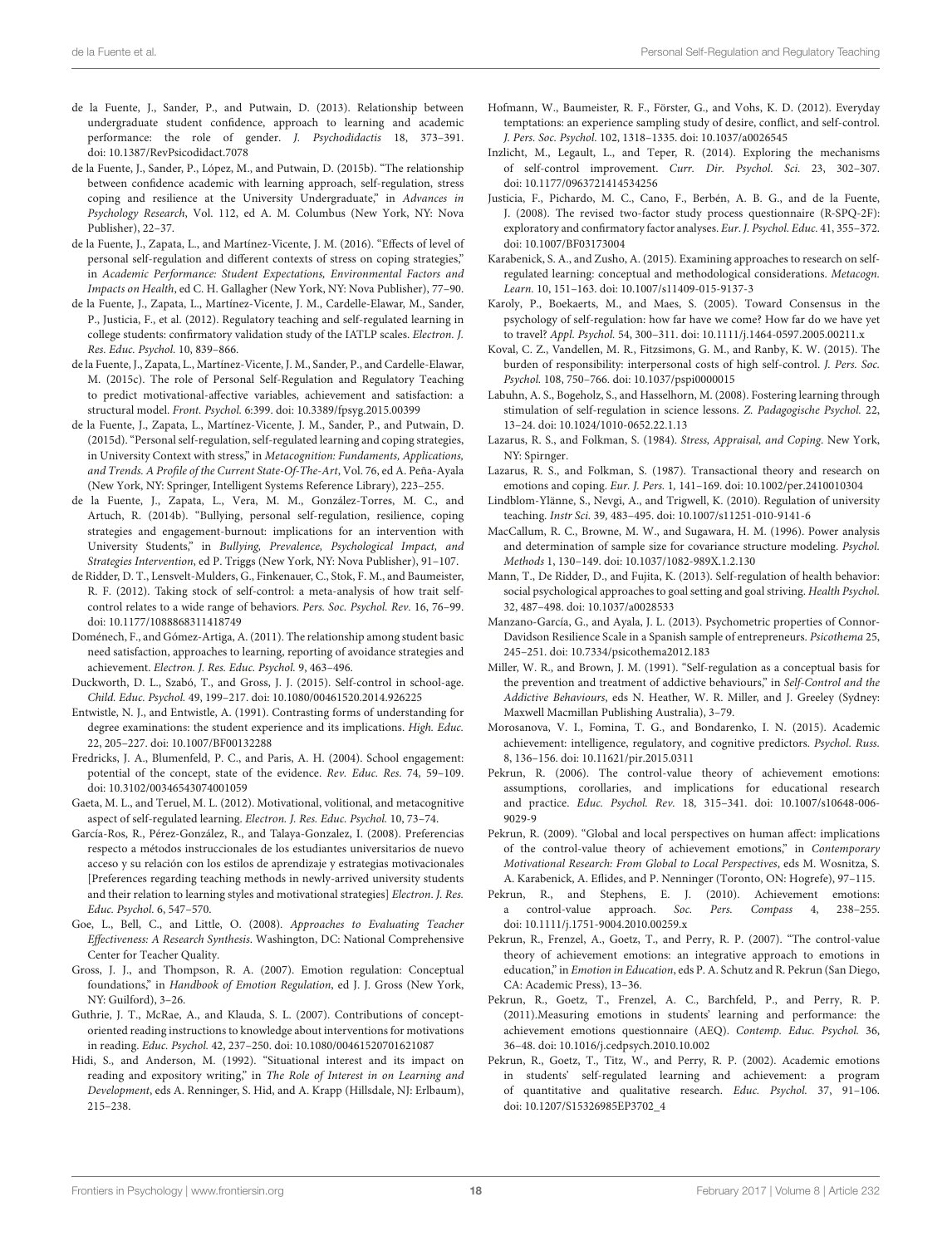de la Fuente, J., Sander, P., and Putwain, D. (2013). Relationship between undergraduate student confidence, approach to learning and academic performance: the role of gender. *J. Psychodidactis* 18, 373–391. doi: 10.1387/RevPsicodidact.7078

de la Fuente, J., Sander, P., López, M., and Putwain, D. (2015b). "The relationship between confidence academic with learning approach, self-regulation, stress coping and resilience at the University Undergraduate," in *Advances in Psychology Research*, Vol. 112, ed A. M. Columbus (New York, NY: Nova Publisher), 22–37.

de la Fuente, J., Zapata, L., and Martínez-Vicente, J. M. (2016). "Effects of level of personal self-regulation and different contexts of stress on coping strategies," in *Academic Performance: Student Expectations, Environmental Factors and Impacts on Health*, ed C. H. Gallagher (New York, NY: Nova Publisher), 77–90.

de la Fuente, J., Zapata, L., Martínez-Vicente, J. M., Cardelle-Elawar, M., Sander, P., Justicia, F., et al. (2012). Regulatory teaching and self-regulated learning in college students: confirmatory validation study of the IATLP scales. *Electron. J. Res. Educ. Psychol.* 10, 839–866.

de la Fuente, J., Zapata, L., Martínez-Vicente, J. M., Sander, P., and Cardelle-Elawar, M. (2015c). The role of Personal Self-Regulation and Regulatory Teaching to predict motivational-affective variables, achievement and satisfaction: a structural model. *Front. Psychol.* 6:399. doi: 10.3389/fpsyg.2015.00399

de la Fuente, J., Zapata, L., Martínez-Vicente, J. M., Sander, P., and Putwain, D. (2015d). "Personal self-regulation, self-regulated learning and coping strategies, in University Context with stress," in *Metacognition: Fundaments, Applications, and Trends. A Profile of the Current State-Of-The-Art*, Vol. 76, ed A. Peña-Ayala (New York, NY: Springer, Intelligent Systems Reference Library), 223–255.

de la Fuente, J., Zapata, L., Vera, M. M., González-Torres, M. C., and Artuch, R. (2014b). "Bullying, personal self-regulation, resilience, coping strategies and engagement-burnout: implications for an intervention with University Students," in *Bullying, Prevalence, Psychological Impact, and Strategies Intervention*, ed P. Triggs (New York, NY: Nova Publisher), 91–107.

de Ridder, D. T., Lensvelt-Mulders, G., Finkenauer, C., Stok, F. M., and Baumeister, R. F. (2012). Taking stock of self-control: a meta-analysis of how trait self-control relates to a wide range of behaviors. *Pers. Soc. Psychol. Rev.* 16, 76–99. doi: 10.1177/1088868311418749

Doménech, F., and Gómez-Artiga, A. (2011). The relationship among student basic need satisfaction, approaches to learning, reporting of avoidance strategies and achievement. *Electron. J. Res. Educ. Psychol.* 9, 463–496.

Duckworth, D. L., Szabó, T., and Gross, J. J. (2015). Self-control in school-age. *Child. Educ. Psychol.* 49, 199–217. doi: 10.1080/00461520.2014.926225

Entwistle, N. J., and Entwistle, A. (1991). Contrasting forms of understanding for degree examinations: the student experience and its implications. *High. Educ.* 22, 205–227. doi: 10.1007/BF00132288

Fredricks, J. A., Blumenfeld, P. C., and Paris, A. H. (2004). School engagement: potential of the concept, state of the evidence. *Rev. Educ. Res.* 74, 59–109. doi: 10.3102/00346543074001059

Gaeta, M. L., and Teruel, M. L. (2012). Motivational, volitional, and metacognitive aspect of self-regulated learning. *Electron. J. Res. Educ. Psychol.* 10, 73–74.

García-Ros, R., Pérez-González, R., and Talaya-Gonzalez, I. (2008). Preferencias respecto a métodos instruccionales de los estudiantes universitarios de nuevo acceso y su relación con los estilos de aprendizaje y estrategias motivacionales [Preferences regarding teaching methods in newly-arrived university students and their relation to learning styles and motivational strategies] *Electron. J. Res. Educ. Psychol.* 6, 547–570.

Goe, L., Bell, C., and Little, O. (2008). *Approaches to Evaluating Teacher Effectiveness: A Research Synthesis*. Washington, DC: National Comprehensive Center for Teacher Quality.

Gross, J. J., and Thompson, R. A. (2007). Emotion regulation: Conceptual foundations," in *Handbook of Emotion Regulation*, ed J. J. Gross (New York, NY: Guilford), 3–26.

Guthrie, J. T., McRae, A., and Klauda, S. L. (2007). Contributions of concept-oriented reading instructions to knowledge about interventions for motivations in reading. *Educ. Psychol.* 42, 237–250. doi: 10.1080/00461520701621087

Hidi, S., and Anderson, M. (1992). "Situational interest and its impact on reading and expository writing," in *The Role of Interest in on Learning and Development*, eds A. Renninger, S. Hid, and A. Krapp (Hillsdale, NJ: Erlbaum), 215–238.

Hofmann, W., Baumeister, R. F., Förster, G., and Vohs, K. D. (2012). Everyday temptations: an experience sampling study of desire, conflict, and self-control. *J. Pers. Soc. Psychol.* 102, 1318–1335. doi: 10.1037/a0026545

Inzlicht, M., Legault, L., and Teper, R. (2014). Exploring the mechanisms of self-control improvement. *Curr. Dir. Psychol. Sci.* 23, 302–307. doi: 10.1177/0963721414534256

Justicia, F., Pichardo, M. C., Cano, F., Berbén, A. B. G., and de la Fuente, J. (2008). The revised two-factor study process questionnaire (R-SPQ-2F): exploratory and confirmatory factor analyses. *Eur. J. Psychol. Educ.* 41, 355–372. doi: 10.1007/BF03173004

Karabenick, S. A., and Zusho, A. (2015). Examining approaches to research on self-regulated learning: conceptual and methodological considerations. *Metacogn. Learn.* 10, 151–163. doi: 10.1007/s11409-015-9137-3

Karoly, P., Boekaerts, M., and Maes, S. (2005). Toward Consensus in the psychology of self-regulation: how far have we come? How far do we have yet to travel? *Appl. Psychol.* 54, 300–311. doi: 10.1111/j.1464-0597.2005.00211.x

Koval, C. Z., Vandellen, M. R., Fitzsimons, G. M., and Ranby, K. W. (2015). The burden of responsibility: interpersonal costs of high self-control. *J. Pers. Soc. Psychol.* 108, 750–766. doi: 10.1037/pspi0000015

Labuhn, A. S., Bogeholz, S., and Hasselhorn, M. (2008). Fostering learning through stimulation of self-regulation in science lessons. *Z. Padagogische Psychol.* 22, 13–24. doi: 10.1024/1010-0652.22.1.13

Lazarus, R. S., and Folkman, S. (1984). *Stress, Appraisal, and Coping*. New York, NY: Spirnger.

Lazarus, R. S., and Folkman, S. (1987). Transactional theory and research on emotions and coping. *Eur. J. Pers.* 1, 141–169. doi: 10.1002/per.2410010304

Lindblom-Ylänne, S., Nevgi, A., and Trigwell, K. (2010). Regulation of university teaching. *Instr Sci.* 39, 483–495. doi: 10.1007/s11251-010-9141-6

MacCallum, R. C., Browne, M. W., and Sugawara, H. M. (1996). Power analysis and determination of sample size for covariance structure modeling. *Psychol. Methods* 1, 130–149. doi: 10.1037/1082-989X.1.2.130

Mann, T., De Ridder, D., and Fujita, K. (2013). Self-regulation of health behavior: social psychological approaches to goal setting and goal striving. *Health Psychol.* 32, 487–498. doi: 10.1037/a0028533

Manzano-García, G., and Ayala, J. L. (2013). Psychometric properties of Connor-Davidson Resilience Scale in a Spanish sample of entrepreneurs. *Psicothema* 25, 245–251. doi: 10.7334/psicothema2012.183

Miller, W. R., and Brown, J. M. (1991). "Self-regulation as a conceptual basis for the prevention and treatment of addictive behaviours," in *Self-Control and the Addictive Behaviours*, eds N. Heather, W. R. Miller, and J. Greeley (Sydney: Maxwell Macmillan Publishing Australia), 3–79.

Morosanova, V. I., Fomina, T. G., and Bondarenko, I. N. (2015). Academic achievement: intelligence, regulatory, and cognitive predictors. *Psychol. Russ.* 8, 136–156. doi: 10.11621/pir.2015.0311

Pekrun, R. (2006). The control-value theory of achievement emotions: assumptions, corollaries, and implications for educational research and practice. *Educ. Psychol. Rev.* 18, 315–341. doi: 10.1007/s10648-006-9029-9

Pekrun, R. (2009). "Global and local perspectives on human affect: implications of the control-value theory of achievement emotions," in *Contemporary Motivational Research: From Global to Local Perspectives*, eds M. Wosnitza, S. A. Karabenick, A. Eflides, and P. Nenninger (Toronto, ON: Hogrefe), 97–115.

Pekrun, R., and Stephens, E. J. (2010). Achievement emotions: a control-value approach. *Soc. Pers. Compass* 4, 238–255. doi: 10.1111/j.1751-9004.2010.00259.x

Pekrun, R., Frenzel, A., Goetz, T., and Perry, R. P. (2007). "The control-value theory of achievement emotions: an integrative approach to emotions in education," in *Emotion in Education*, eds P. A. Schutz and R. Pekrun (San Diego, CA: Academic Press), 13–36.

Pekrun, R., Goetz, T., Frenzel, A. C., Barchfeld, P., and Perry, R. P. (2011).Measuring emotions in students' learning and performance: the achievement emotions questionnaire (AEQ). *Contemp. Educ. Psychol.* 36, 36–48. doi: 10.1016/j.cedpsych.2010.10.002

Pekrun, R., Goetz, T., Titz, W., and Perry, R. P. (2002). Academic emotions in students' self-regulated learning and achievement: a program of quantitative and qualitative research. *Educ. Psychol.* 37, 91–106. doi: 10.1207/S15326985EP3702_4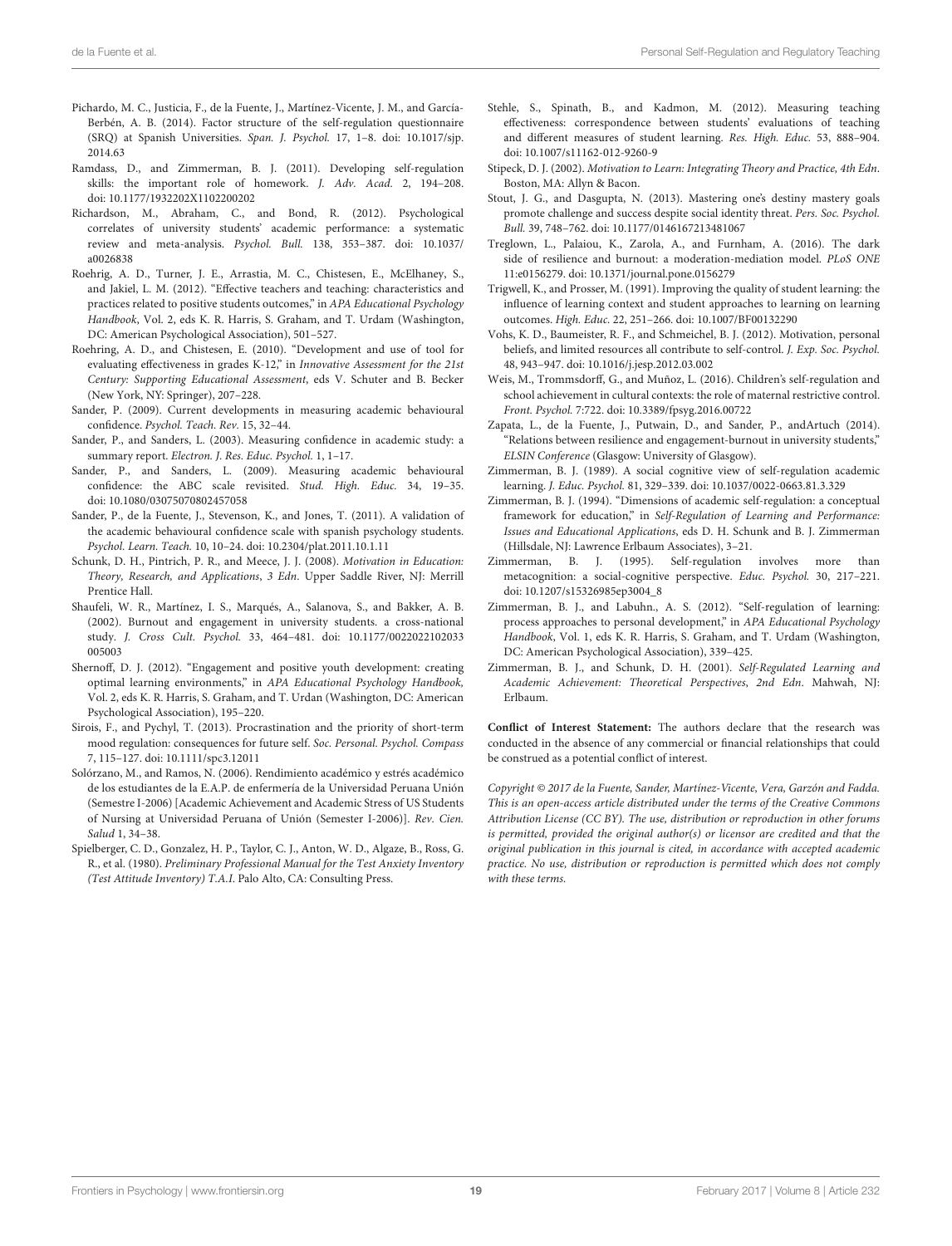Pichardo, M. C., Justicia, F., de la Fuente, J., Martínez-Vicente, J. M., and García-Berbén, A. B. (2014). Factor structure of the self-regulation questionnaire (SRQ) at Spanish Universities. *Span. J. Psychol.* 17, 1–8. doi: 10.1017/sjp.2014.63

Ramdass, D., and Zimmerman, B. J. (2011). Developing self-regulation skills: the important role of homework. *J. Adv. Acad.* 2, 194–208. doi: 10.1177/1932202X1102200202

Richardson, M., Abraham, C., and Bond, R. (2012). Psychological correlates of university students' academic performance: a systematic review and meta-analysis. *Psychol. Bull.* 138, 353–387. doi: 10.1037/a0026838

Roehrig, A. D., Turner, J. E., Arrastia, M. C., Chistesen, E., McElhaney, S., and Jakiel, L. M. (2012). "Effective teachers and teaching: characteristics and practices related to positive students outcomes," in *APA Educational Psychology Handbook*, Vol. 2, eds K. R. Harris, S. Graham, and T. Urdam (Washington, DC: American Psychological Association), 501–527.

Roehring, A. D., and Chistesen, E. (2010). "Development and use of tool for evaluating effectiveness in grades K-12," in *Innovative Assessment for the 21st Century: Supporting Educational Assessment*, eds V. Schuter and B. Becker (New York, NY: Springer), 207–228.

Sander, P. (2009). Current developments in measuring academic behavioural confidence. *Psychol. Teach. Rev.* 15, 32–44.

Sander, P., and Sanders, L. (2003). Measuring confidence in academic study: a summary report. *Electron. J. Res. Educ. Psychol.* 1, 1–17.

Sander, P., and Sanders, L. (2009). Measuring academic behavioural confidence: the ABC scale revisited. *Stud. High. Educ.* 34, 19–35. doi: 10.1080/03075070802457058

Sander, P., de la Fuente, J., Stevenson, K., and Jones, T. (2011). A validation of the academic behavioural confidence scale with spanish psychology students. *Psychol. Learn. Teach.* 10, 10–24. doi: 10.2304/plat.2011.10.1.11

Schunk, D. H., Pintrich, P. R., and Meece, J. J. (2008). *Motivation in Education: Theory, Research, and Applications*, *3 Edn*. Upper Saddle River, NJ: Merrill Prentice Hall.

Shaufeli, W. R., Martínez, I. S., Marqués, A., Salanova, S., and Bakker, A. B. (2002). Burnout and engagement in university students. a cross-national study. *J. Cross Cult. Psychol.* 33, 464–481. doi: 10.1177/0022022102033005003

Shernoff, D. J. (2012). "Engagement and positive youth development: creating optimal learning environments," in *APA Educational Psychology Handbook*, Vol. 2, eds K. R. Harris, S. Graham, and T. Urdan (Washington, DC: American Psychological Association), 195–220.

Sirois, F., and Pychyl, T. (2013). Procrastination and the priority of short-term mood regulation: consequences for future self. *Soc. Personal. Psychol. Compass* 7, 115–127. doi: 10.1111/spc3.12011

Solórzano, M., and Ramos, N. (2006). Rendimiento académico y estrés académico de los estudiantes de la E.A.P. de enfermería de la Universidad Peruana Unión (Semestre I-2006) [Academic Achievement and Academic Stress of US Students of Nursing at Universidad Peruana of Unión (Semester I-2006)]. *Rev. Cien. Salud* 1, 34–38.

Spielberger, C. D., Gonzalez, H. P., Taylor, C. J., Anton, W. D., Algaze, B., Ross, G. R., et al. (1980). *Preliminary Professional Manual for the Test Anxiety Inventory (Test Attitude Inventory) T.A.I.* Palo Alto, CA: Consulting Press.

Stehle, S., Spinath, B., and Kadmon, M. (2012). Measuring teaching effectiveness: correspondence between students' evaluations of teaching and different measures of student learning. *Res. High. Educ.* 53, 888–904. doi: 10.1007/s11162-012-9260-9

Stipeck, D. J. (2002). *Motivation to Learn: Integrating Theory and Practice, 4th Edn*. Boston, MA: Allyn & Bacon.

Stout, J. G., and Dasgupta, N. (2013). Mastering one's destiny mastery goals promote challenge and success despite social identity threat. *Pers. Soc. Psychol. Bull.* 39, 748–762. doi: 10.1177/0146167213481067

Treglown, L., Palaiou, K., Zarola, A., and Furnham, A. (2016). The dark side of resilience and burnout: a moderation-mediation model. *PLoS ONE* 11:e0156279. doi: 10.1371/journal.pone.0156279

Trigwell, K., and Prosser, M. (1991). Improving the quality of student learning: the influence of learning context and student approaches to learning on learning outcomes. *High. Educ.* 22, 251–266. doi: 10.1007/BF00132290

Vohs, K. D., Baumeister, R. F., and Schmeichel, B. J. (2012). Motivation, personal beliefs, and limited resources all contribute to self-control. *J. Exp. Soc. Psychol.* 48, 943–947. doi: 10.1016/j.jesp.2012.03.002

Weis, M., Trommsdorff, G., and Muñoz, L. (2016). Children's self-regulation and school achievement in cultural contexts: the role of maternal restrictive control. *Front. Psychol.* 7:722. doi: 10.3389/fpsyg.2016.00722

Zapata, L., de la Fuente, J., Putwain, D., and Sander, P., andArtuch (2014). "Relations between resilience and engagement-burnout in university students," *ELSIN Conference* (Glasgow: University of Glasgow).

Zimmerman, B. J. (1989). A social cognitive view of self-regulation academic learning. *J. Educ. Psychol.* 81, 329–339. doi: 10.1037/0022-0663.81.3.329

Zimmerman, B. J. (1994). "Dimensions of academic self-regulation: a conceptual framework for education," in *Self-Regulation of Learning and Performance: Issues and Educational Applications*, eds D. H. Schunk and B. J. Zimmerman (Hillsdale, NJ: Lawrence Erlbaum Associates), 3–21.

Zimmerman, B. J. (1995). Self-regulation involves more than metacognition: a social-cognitive perspective. *Educ. Psychol.* 30, 217–221. doi: 10.1207/s15326985ep3004_8

Zimmerman, B. J., and Labuhn., A. S. (2012). "Self-regulation of learning: process approaches to personal development," in *APA Educational Psychology Handbook*, Vol. 1, eds K. R. Harris, S. Graham, and T. Urdam (Washington, DC: American Psychological Association), 339–425.

Zimmerman, B. J., and Schunk, D. H. (2001). *Self-Regulated Learning and Academic Achievement: Theoretical Perspectives*, *2nd Edn*. Mahwah, NJ: Erlbaum.

**Conflict of Interest Statement:** The authors declare that the research was conducted in the absence of any commercial or financial relationships that could be construed as a potential conflict of interest.

*Copyright © 2017 de la Fuente, Sander, Martínez-Vicente, Vera, Garzón and Fadda. This is an open-access article distributed under the terms of the Creative Commons Attribution License (CC BY). The use, distribution or reproduction in other forums is permitted, provided the original author(s) or licensor are credited and that the original publication in this journal is cited, in accordance with accepted academic practice. No use, distribution or reproduction is permitted which does not comply with these terms.*